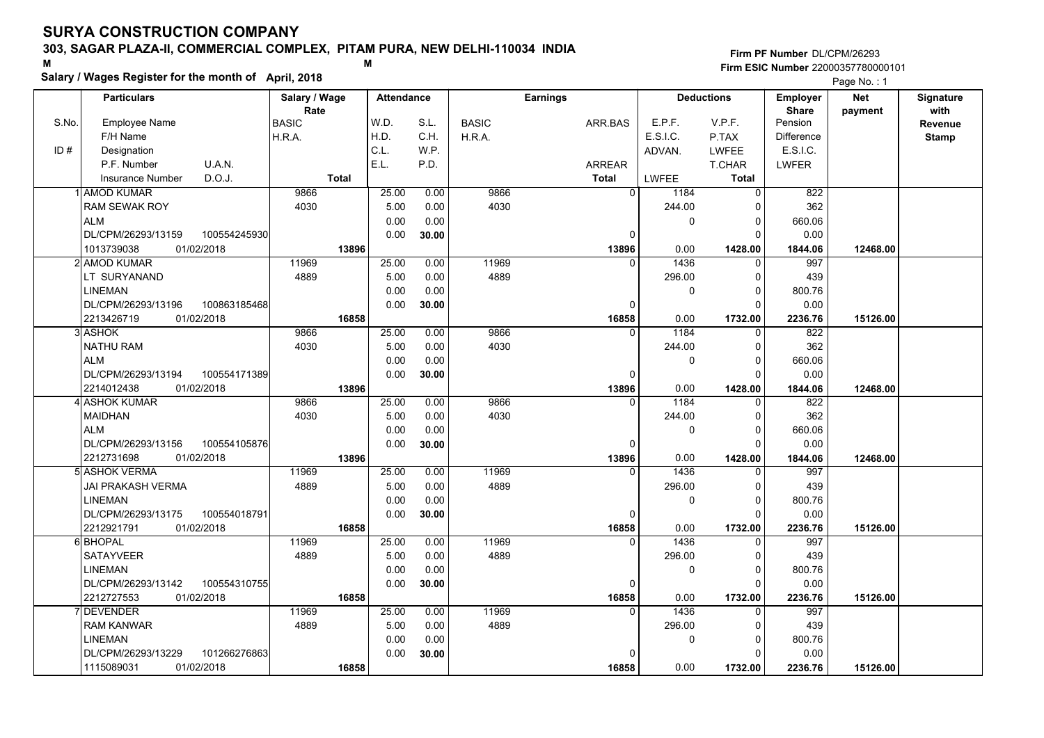# SURYA CONSTRUCTION COMPANY

**303, SAGAR PLAZA-II, COMMERCIAL COMPLEX, PITAM PURA, NEW DELHI-110034 INDIA**

M M

**Salary / Wages Register for the month of April, 2018**

**Firm PF Number** DL/CPM/26293

**Firm ESIC Number** 22000357780000101

Page No. : 1

| S.No. / ID # | Particulars: Employee Name / F/H Name / Designation / P.F. Number, U.A.N. / Insurance Number, D.O.J. | Salary / Wage Rate: BASIC / H.R.A. / Total | Attendance: W.D. / H.D. / C.L. / E.L. | Attendance: S.L. / C.H. / W.P. / P.D. | Earnings: BASIC / H.R.A. | Earnings: ARR.BAS / ARREAR / Total | Deductions: E.P.F. / E.S.I.C. / ADVAN. / LWFEE | Deductions: V.P.F. / P.TAX / LWFEE / T.CHAR / Total | Employer Share: Pension / Difference / E.S.I.C. / LWFER | Net payment | Signature with Revenue Stamp |
|---|---|---|---|---|---|---|---|---|---|---|---|
| 1 | AMOD KUMAR<br>RAM SEWAK ROY<br>ALM<br>DL/CPM/26293/13159 100554245930<br>1013739038 01/02/2018 | 9866<br>4030<br>**13896** | 25.00<br>5.00<br>0.00<br>0.00 | 0.00<br>0.00<br>0.00<br>**30.00** | 9866<br>4030 | 0<br>0<br>**13896** | 1184<br>244.00<br>0<br>0.00 | 0<br>0<br>0<br>0<br>**1428.00** | 822<br>362<br>660.06<br>0.00<br>**1844.06** | **12468.00** | |
| 2 | AMOD KUMAR<br>LT SURYANAND<br>LINEMAN<br>DL/CPM/26293/13196 100863185468<br>2213426719 01/02/2018 | 11969<br>4889<br>**16858** | 25.00<br>5.00<br>0.00<br>0.00 | 0.00<br>0.00<br>0.00<br>**30.00** | 11969<br>4889 | 0<br>0<br>**16858** | 1436<br>296.00<br>0<br>0.00 | 0<br>0<br>0<br>0<br>**1732.00** | 997<br>439<br>800.76<br>0.00<br>**2236.76** | **15126.00** | |
| 3 | ASHOK<br>NATHU RAM<br>ALM<br>DL/CPM/26293/13194 100554171389<br>2214012438 01/02/2018 | 9866<br>4030<br>**13896** | 25.00<br>5.00<br>0.00<br>0.00 | 0.00<br>0.00<br>0.00<br>**30.00** | 9866<br>4030 | 0<br>0<br>**13896** | 1184<br>244.00<br>0<br>0.00 | 0<br>0<br>0<br>0<br>**1428.00** | 822<br>362<br>660.06<br>0.00<br>**1844.06** | **12468.00** | |
| 4 | ASHOK KUMAR<br>MAIDHAN<br>ALM<br>DL/CPM/26293/13156 100554105876<br>2212731698 01/02/2018 | 9866<br>4030<br>**13896** | 25.00<br>5.00<br>0.00<br>0.00 | 0.00<br>0.00<br>0.00<br>**30.00** | 9866<br>4030 | 0<br>0<br>**13896** | 1184<br>244.00<br>0<br>0.00 | 0<br>0<br>0<br>0<br>**1428.00** | 822<br>362<br>660.06<br>0.00<br>**1844.06** | **12468.00** | |
| 5 | ASHOK VERMA<br>JAI PRAKASH VERMA<br>LINEMAN<br>DL/CPM/26293/13175 100554018791<br>2212921791 01/02/2018 | 11969<br>4889<br>**16858** | 25.00<br>5.00<br>0.00<br>0.00 | 0.00<br>0.00<br>0.00<br>**30.00** | 11969<br>4889 | 0<br>0<br>**16858** | 1436<br>296.00<br>0<br>0.00 | 0<br>0<br>0<br>0<br>**1732.00** | 997<br>439<br>800.76<br>0.00<br>**2236.76** | **15126.00** | |
| 6 | BHOPAL<br>SATAYVEER<br>LINEMAN<br>DL/CPM/26293/13142 100554310755<br>2212727553 01/02/2018 | 11969<br>4889<br>**16858** | 25.00<br>5.00<br>0.00<br>0.00 | 0.00<br>0.00<br>0.00<br>**30.00** | 11969<br>4889 | 0<br>0<br>**16858** | 1436<br>296.00<br>0<br>0.00 | 0<br>0<br>0<br>0<br>**1732.00** | 997<br>439<br>800.76<br>0.00<br>**2236.76** | **15126.00** | |
| 7 | DEVENDER<br>RAM KANWAR<br>LINEMAN<br>DL/CPM/26293/13229 101266276863<br>1115089031 01/02/2018 | 11969<br>4889<br>**16858** | 25.00<br>5.00<br>0.00<br>0.00 | 0.00<br>0.00<br>0.00<br>**30.00** | 11969<br>4889 | 0<br>0<br>**16858** | 1436<br>296.00<br>0<br>0.00 | 0<br>0<br>0<br>0<br>**1732.00** | 997<br>439<br>800.76<br>0.00<br>**2236.76** | **15126.00** | |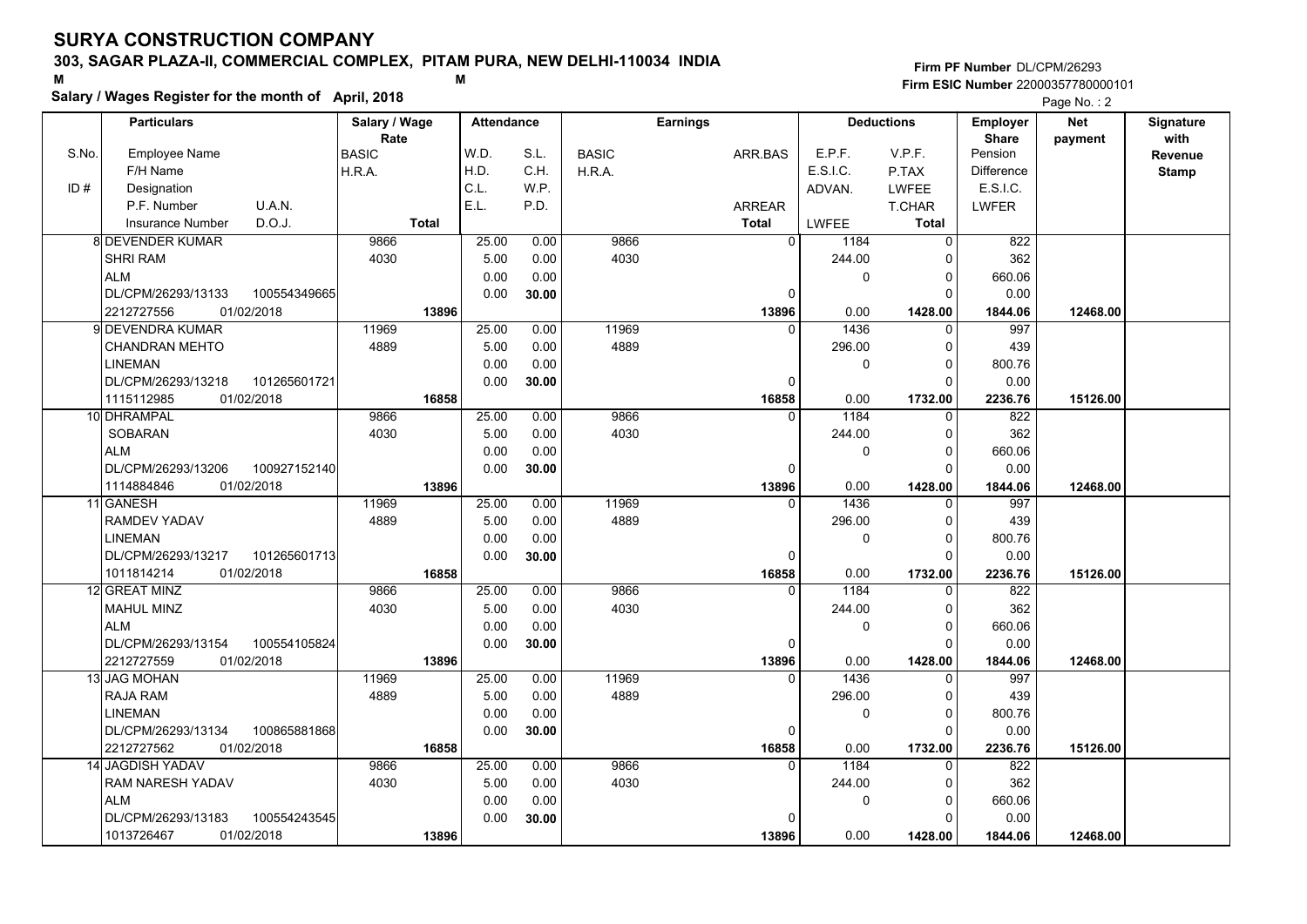# SURYA CONSTRUCTION COMPANY

## 303, SAGAR PLAZA-II, COMMERCIAL COMPLEX, PITAM PURA, NEW DELHI-110034 INDIA

**Salary / Wages Register for the month of April, 2018**

**Firm PF Number** DL/CPM/26293
**Firm ESIC Number** 22000357780000101

| S.No. / ID # | Particulars: Employee Name / F/H Name / Designation / P.F. Number / U.A.N. / Insurance Number / D.O.J. | Salary / Wage Rate: BASIC / H.R.A. / Total | Attendance: W.D. / H.D. / C.L. / E.L. | Attendance: S.L. / C.H. / W.P. / P.D. | Earnings: BASIC / H.R.A. | Earnings: ARR.BAS / ARREAR / Total | Deductions: E.P.F. / E.S.I.C. / ADVAN. / LWFEE | Deductions: V.P.F. / P.TAX / LWFEE / T.CHAR / Total | Employer Share: Pension / Difference / E.S.I.C. / LWFER | Net payment | Signature with Revenue Stamp |
|---|---|---|---|---|---|---|---|---|---|---|---|
| 8 | DEVENDER KUMAR / SHRI RAM / ALM / DL/CPM/26293/13133 / 100554349665 / 2212727556 / 01/02/2018 | 9866 / 4030 / **13896** | 25.00 / 5.00 / 0.00 / 0.00 | 0.00 / 0.00 / 0.00 / **30.00** | 9866 / 4030 | 0 / 0 / **13896** | 1184 / 244.00 / 0 / 0.00 | 0 / 0 / 0 / 0 / **1428.00** | 822 / 362 / 660.06 / 0.00 / **1844.06** | **12468.00** | |
| 9 | DEVENDRA KUMAR / CHANDRAN MEHTO / LINEMAN / DL/CPM/26293/13218 / 101265601721 / 1115112985 / 01/02/2018 | 11969 / 4889 / **16858** | 25.00 / 5.00 / 0.00 / 0.00 | 0.00 / 0.00 / 0.00 / **30.00** | 11969 / 4889 | 0 / 0 / **16858** | 1436 / 296.00 / 0 / 0.00 | 0 / 0 / 0 / 0 / **1732.00** | 997 / 439 / 800.76 / 0.00 / **2236.76** | **15126.00** | |
| 10 | DHRAMPAL / SOBARAN / ALM / DL/CPM/26293/13206 / 100927152140 / 1114884846 / 01/02/2018 | 9866 / 4030 / **13896** | 25.00 / 5.00 / 0.00 / 0.00 | 0.00 / 0.00 / 0.00 / **30.00** | 9866 / 4030 | 0 / 0 / **13896** | 1184 / 244.00 / 0 / 0.00 | 0 / 0 / 0 / 0 / **1428.00** | 822 / 362 / 660.06 / 0.00 / **1844.06** | **12468.00** | |
| 11 | GANESH / RAMDEV YADAV / LINEMAN / DL/CPM/26293/13217 / 101265601713 / 1011814214 / 01/02/2018 | 11969 / 4889 / **16858** | 25.00 / 5.00 / 0.00 / 0.00 | 0.00 / 0.00 / 0.00 / **30.00** | 11969 / 4889 | 0 / 0 / **16858** | 1436 / 296.00 / 0 / 0.00 | 0 / 0 / 0 / 0 / **1732.00** | 997 / 439 / 800.76 / 0.00 / **2236.76** | **15126.00** | |
| 12 | GREAT MINZ / MAHUL MINZ / ALM / DL/CPM/26293/13154 / 100554105824 / 2212727559 / 01/02/2018 | 9866 / 4030 / **13896** | 25.00 / 5.00 / 0.00 / 0.00 | 0.00 / 0.00 / 0.00 / **30.00** | 9866 / 4030 | 0 / 0 / **13896** | 1184 / 244.00 / 0 / 0.00 | 0 / 0 / 0 / 0 / **1428.00** | 822 / 362 / 660.06 / 0.00 / **1844.06** | **12468.00** | |
| 13 | JAG MOHAN / RAJA RAM / LINEMAN / DL/CPM/26293/13134 / 100865881868 / 2212727562 / 01/02/2018 | 11969 / 4889 / **16858** | 25.00 / 5.00 / 0.00 / 0.00 | 0.00 / 0.00 / 0.00 / **30.00** | 11969 / 4889 | 0 / 0 / **16858** | 1436 / 296.00 / 0 / 0.00 | 0 / 0 / 0 / 0 / **1732.00** | 997 / 439 / 800.76 / 0.00 / **2236.76** | **15126.00** | |
| 14 | JAGDISH YADAV / RAM NARESH YADAV / ALM / DL/CPM/26293/13183 / 100554243545 / 1013726467 / 01/02/2018 | 9866 / 4030 / **13896** | 25.00 / 5.00 / 0.00 / 0.00 | 0.00 / 0.00 / 0.00 / **30.00** | 9866 / 4030 | 0 / 0 / **13896** | 1184 / 244.00 / 0 / 0.00 | 0 / 0 / 0 / 0 / **1428.00** | 822 / 362 / 660.06 / 0.00 / **1844.06** | **12468.00** | |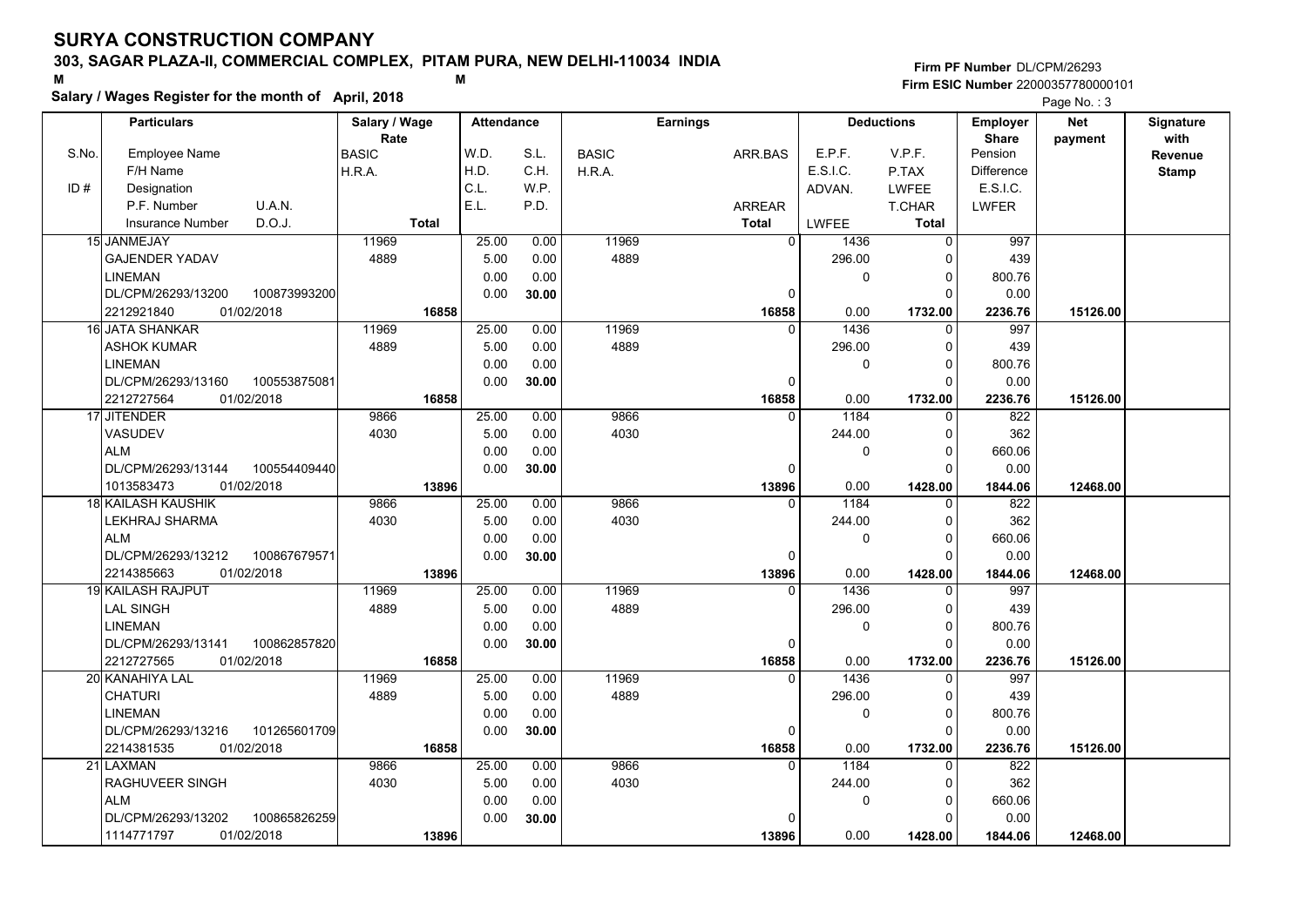# SURYA CONSTRUCTION COMPANY

**303, SAGAR PLAZA-II, COMMERCIAL COMPLEX, PITAM PURA, NEW DELHI-110034 INDIA**

**Salary / Wages Register for the month of April, 2018**

**Firm PF Number** DL/CPM/26293
**Firm ESIC Number** 22000357780000101

Page No. : 3

| S.No. / ID # | Particulars: Employee Name / F/H Name / Designation / P.F. Number, U.A.N. / Insurance Number, D.O.J. | Salary / Wage Rate: BASIC / H.R.A. / Total | Attendance: W.D. / H.D. / C.L. / E.L. | Attendance: S.L. / C.H. / W.P. / P.D. | Earnings: BASIC / H.R.A. | Earnings: ARR.BAS / ARREAR / Total | Deductions: E.P.F. / E.S.I.C. / ADVAN. / LWFEE | Deductions: V.P.F. / P.TAX / LWFEE / T.CHAR / Total | Employer Share: Pension / Difference / E.S.I.C. / LWFER | Net payment | Signature with Revenue Stamp |
|---|---|---|---|---|---|---|---|---|---|---|---|
| 15 | JANMEJAY<br>GAJENDER YADAV<br>LINEMAN<br>DL/CPM/26293/13200 100873993200<br>2212921840 01/02/2018 | 11969<br>4889<br>16858 | 25.00<br>5.00<br>0.00<br>0.00 | 0.00<br>0.00<br>0.00<br>30.00 | 11969<br>4889 | 0<br>0<br>16858 | 1436<br>296.00<br>0<br>0.00 | 0<br>0<br>0<br>0<br>1732.00 | 997<br>439<br>800.76<br>0.00<br>2236.76 | 15126.00 | |
| 16 | JATA SHANKAR<br>ASHOK KUMAR<br>LINEMAN<br>DL/CPM/26293/13160 100553875081<br>2212727564 01/02/2018 | 11969<br>4889<br>16858 | 25.00<br>5.00<br>0.00<br>0.00 | 0.00<br>0.00<br>0.00<br>30.00 | 11969<br>4889 | 0<br>0<br>16858 | 1436<br>296.00<br>0<br>0.00 | 0<br>0<br>0<br>0<br>1732.00 | 997<br>439<br>800.76<br>0.00<br>2236.76 | 15126.00 | |
| 17 | JITENDER<br>VASUDEV<br>ALM<br>DL/CPM/26293/13144 100554409440<br>1013583473 01/02/2018 | 9866<br>4030<br>13896 | 25.00<br>5.00<br>0.00<br>0.00 | 0.00<br>0.00<br>0.00<br>30.00 | 9866<br>4030 | 0<br>0<br>13896 | 1184<br>244.00<br>0<br>0.00 | 0<br>0<br>0<br>0<br>1428.00 | 822<br>362<br>660.06<br>0.00<br>1844.06 | 12468.00 | |
| 18 | KAILASH KAUSHIK<br>LEKHRAJ SHARMA<br>ALM<br>DL/CPM/26293/13212 100867679571<br>2214385663 01/02/2018 | 9866<br>4030<br>13896 | 25.00<br>5.00<br>0.00<br>0.00 | 0.00<br>0.00<br>0.00<br>30.00 | 9866<br>4030 | 0<br>0<br>13896 | 1184<br>244.00<br>0<br>0.00 | 0<br>0<br>0<br>0<br>1428.00 | 822<br>362<br>660.06<br>0.00<br>1844.06 | 12468.00 | |
| 19 | KAILASH RAJPUT<br>LAL SINGH<br>LINEMAN<br>DL/CPM/26293/13141 100862857820<br>2212727565 01/02/2018 | 11969<br>4889<br>16858 | 25.00<br>5.00<br>0.00<br>0.00 | 0.00<br>0.00<br>0.00<br>30.00 | 11969<br>4889 | 0<br>0<br>16858 | 1436<br>296.00<br>0<br>0.00 | 0<br>0<br>0<br>0<br>1732.00 | 997<br>439<br>800.76<br>0.00<br>2236.76 | 15126.00 | |
| 20 | KANAHIYA LAL<br>CHATURI<br>LINEMAN<br>DL/CPM/26293/13216 101265601709<br>2214381535 01/02/2018 | 11969<br>4889<br>16858 | 25.00<br>5.00<br>0.00<br>0.00 | 0.00<br>0.00<br>0.00<br>30.00 | 11969<br>4889 | 0<br>0<br>16858 | 1436<br>296.00<br>0<br>0.00 | 0<br>0<br>0<br>0<br>1732.00 | 997<br>439<br>800.76<br>0.00<br>2236.76 | 15126.00 | |
| 21 | LAXMAN<br>RAGHUVEER SINGH<br>ALM<br>DL/CPM/26293/13202 100865826259<br>1114771797 01/02/2018 | 9866<br>4030<br>13896 | 25.00<br>5.00<br>0.00<br>0.00 | 0.00<br>0.00<br>0.00<br>30.00 | 9866<br>4030 | 0<br>0<br>13896 | 1184<br>244.00<br>0<br>0.00 | 0<br>0<br>0<br>0<br>1428.00 | 822<br>362<br>660.06<br>0.00<br>1844.06 | 12468.00 | |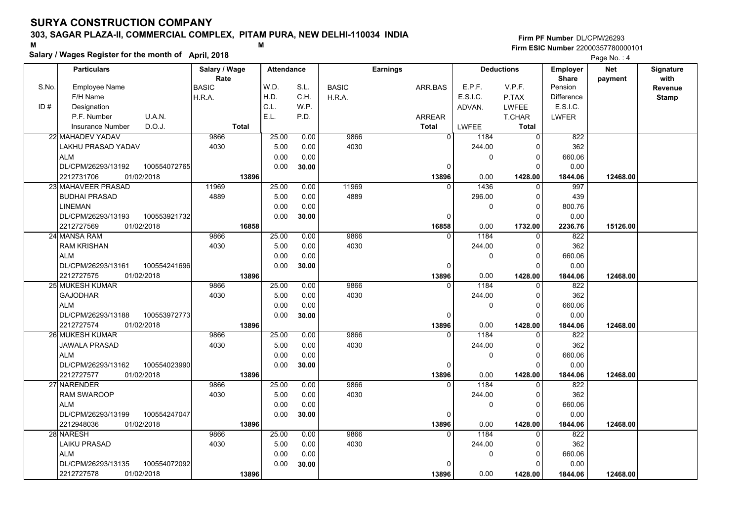# SURYA CONSTRUCTION COMPANY

## 303, SAGAR PLAZA-II, COMMERCIAL COMPLEX, PITAM PURA, NEW DELHI-110034 INDIA

M M

**Salary / Wages Register for the month of April, 2018**

Firm PF Number DL/CPM/26293
Firm ESIC Number 22000357780000101

Page No. : 4

| S.No. / ID # | Employee Name / F/H Name / Designation / P.F. Number / U.A.N. / Insurance Number / D.O.J. | Salary / Wage Rate: BASIC / H.R.A. / Total | Attendance: W.D. / H.D. / C.L. / E.L. | S.L. / C.H. / W.P. / P.D. | Earnings: BASIC / H.R.A. | ARR.BAS / ARREAR / Total | Deductions: E.P.F. / E.S.I.C. / ADVAN. / LWFEE | V.P.F. / P.TAX / LWFEE / T.CHAR / Total | Employer Share: Pension / Difference / E.S.I.C. / LWFER | Net payment | Signature with Revenue Stamp |
|---|---|---|---|---|---|---|---|---|---|---|---|
| 22 | MAHADEV YADAV<br>LAKHU PRASAD YADAV<br>ALM<br>DL/CPM/26293/13192 100554072765<br>2212731706 01/02/2018 | 9866<br>4030<br>13896 | 25.00<br>5.00<br>0.00<br>0.00 | 0.00<br>0.00<br>0.00<br>30.00 | 9866<br>4030 | 0<br>0<br>13896 | 1184<br>244.00<br>0<br>0.00 | 0<br>0<br>0<br>0<br>1428.00 | 822<br>362<br>660.06<br>0.00<br>1844.06 | 12468.00 | |
| 23 | MAHAVEER PRASAD<br>BUDHAI PRASAD<br>LINEMAN<br>DL/CPM/26293/13193 100553921732<br>2212727569 01/02/2018 | 11969<br>4889<br>16858 | 25.00<br>5.00<br>0.00<br>0.00 | 0.00<br>0.00<br>0.00<br>30.00 | 11969<br>4889 | 0<br>0<br>16858 | 1436<br>296.00<br>0<br>0.00 | 0<br>0<br>0<br>0<br>1732.00 | 997<br>439<br>800.76<br>0.00<br>2236.76 | 15126.00 | |
| 24 | MANSA RAM<br>RAM KRISHAN<br>ALM<br>DL/CPM/26293/13161 100554241696<br>2212727575 01/02/2018 | 9866<br>4030<br>13896 | 25.00<br>5.00<br>0.00<br>0.00 | 0.00<br>0.00<br>0.00<br>30.00 | 9866<br>4030 | 0<br>0<br>13896 | 1184<br>244.00<br>0<br>0.00 | 0<br>0<br>0<br>0<br>1428.00 | 822<br>362<br>660.06<br>0.00<br>1844.06 | 12468.00 | |
| 25 | MUKESH KUMAR<br>GAJODHAR<br>ALM<br>DL/CPM/26293/13188 100553972773<br>2212727574 01/02/2018 | 9866<br>4030<br>13896 | 25.00<br>5.00<br>0.00<br>0.00 | 0.00<br>0.00<br>0.00<br>30.00 | 9866<br>4030 | 0<br>0<br>13896 | 1184<br>244.00<br>0<br>0.00 | 0<br>0<br>0<br>0<br>1428.00 | 822<br>362<br>660.06<br>0.00<br>1844.06 | 12468.00 | |
| 26 | MUKESH KUMAR<br>JAWALA PRASAD<br>ALM<br>DL/CPM/26293/13162 100554023990<br>2212727577 01/02/2018 | 9866<br>4030<br>13896 | 25.00<br>5.00<br>0.00<br>0.00 | 0.00<br>0.00<br>0.00<br>30.00 | 9866<br>4030 | 0<br>0<br>13896 | 1184<br>244.00<br>0<br>0.00 | 0<br>0<br>0<br>0<br>1428.00 | 822<br>362<br>660.06<br>0.00<br>1844.06 | 12468.00 | |
| 27 | NARENDER<br>RAM SWAROOP<br>ALM<br>DL/CPM/26293/13199 100554247047<br>2212948036 01/02/2018 | 9866<br>4030<br>13896 | 25.00<br>5.00<br>0.00<br>0.00 | 0.00<br>0.00<br>0.00<br>30.00 | 9866<br>4030 | 0<br>0<br>13896 | 1184<br>244.00<br>0<br>0.00 | 0<br>0<br>0<br>0<br>1428.00 | 822<br>362<br>660.06<br>0.00<br>1844.06 | 12468.00 | |
| 28 | NARESH<br>LAIKU PRASAD<br>ALM<br>DL/CPM/26293/13135 100554072092<br>2212727578 01/02/2018 | 9866<br>4030<br>13896 | 25.00<br>5.00<br>0.00<br>0.00 | 0.00<br>0.00<br>0.00<br>30.00 | 9866<br>4030 | 0<br>0<br>13896 | 1184<br>244.00<br>0<br>0.00 | 0<br>0<br>0<br>0<br>1428.00 | 822<br>362<br>660.06<br>0.00<br>1844.06 | 12468.00 | |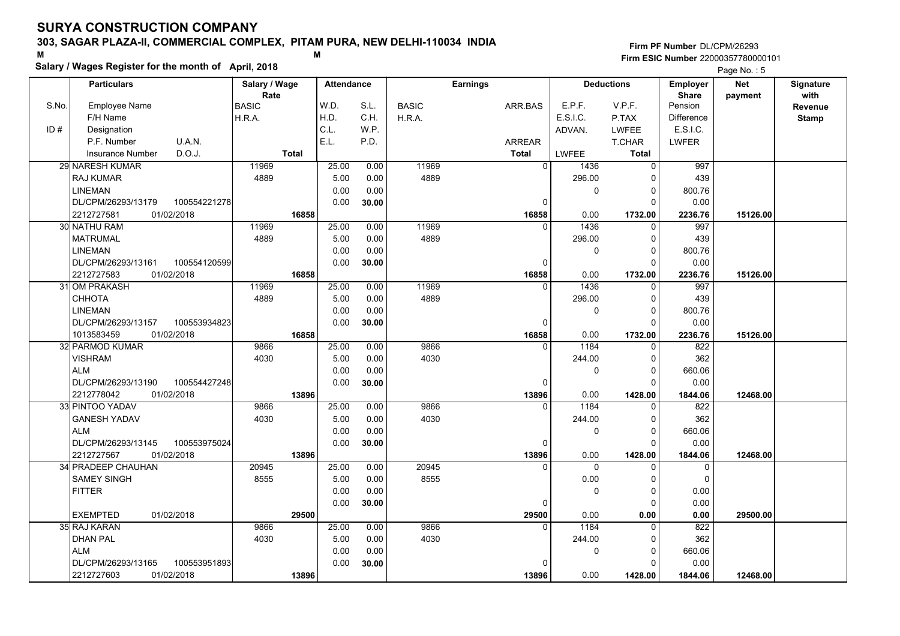# SURYA CONSTRUCTION COMPANY

**303, SAGAR PLAZA-II, COMMERCIAL COMPLEX, PITAM PURA, NEW DELHI-110034 INDIA**

M M

**Salary / Wages Register for the month of April, 2018**

**Firm PF Number** DL/CPM/26293
**Firm ESIC Number** 22000357780000101

| S.No. / ID # | Particulars: Employee Name / F/H Name / Designation / P.F. Number, U.A.N. / Insurance Number, D.O.J. | Salary / Wage Rate: BASIC / H.R.A. / Total | Attendance: W.D. / H.D. / C.L. / E.L. | Attendance: S.L. / C.H. / W.P. / P.D. | Earnings: BASIC / H.R.A. | Earnings: ARR.BAS / ARREAR / Total | Deductions: E.P.F. / E.S.I.C. / ADVAN. / LWFEE | Deductions: V.P.F. / P.TAX / LWFEE / T.CHAR / Total | Employer Share: Pension / Difference / E.S.I.C. / LWFER | Net payment | Signature with Revenue Stamp |
|---|---|---|---|---|---|---|---|---|---|---|---|
| 29 | NARESH KUMAR<br>RAJ KUMAR<br>LINEMAN<br>DL/CPM/26293/13179 100554221278<br>2212727581 01/02/2018 | 11969<br>4889<br>16858 | 25.00<br>5.00<br>0.00<br>0.00 | 0.00<br>0.00<br>0.00<br>30.00 | 11969<br>4889 | 0<br>0<br>16858 | 1436<br>296.00<br>0<br>0.00 | 0<br>0<br>0<br>0<br>1732.00 | 997<br>439<br>800.76<br>0.00<br>2236.76 | 15126.00 | |
| 30 | NATHU RAM<br>MATRUMAL<br>LINEMAN<br>DL/CPM/26293/13161 100554120599<br>2212727583 01/02/2018 | 11969<br>4889<br>16858 | 25.00<br>5.00<br>0.00<br>0.00 | 0.00<br>0.00<br>0.00<br>30.00 | 11969<br>4889 | 0<br>0<br>16858 | 1436<br>296.00<br>0<br>0.00 | 0<br>0<br>0<br>0<br>1732.00 | 997<br>439<br>800.76<br>0.00<br>2236.76 | 15126.00 | |
| 31 | OM PRAKASH<br>CHHOTA<br>LINEMAN<br>DL/CPM/26293/13157 100553934823<br>1013583459 01/02/2018 | 11969<br>4889<br>16858 | 25.00<br>5.00<br>0.00<br>0.00 | 0.00<br>0.00<br>0.00<br>30.00 | 11969<br>4889 | 0<br>0<br>16858 | 1436<br>296.00<br>0<br>0.00 | 0<br>0<br>0<br>0<br>1732.00 | 997<br>439<br>800.76<br>0.00<br>2236.76 | 15126.00 | |
| 32 | PARMOD KUMAR<br>VISHRAM<br>ALM<br>DL/CPM/26293/13190 100554427248<br>2212778042 01/02/2018 | 9866<br>4030<br>13896 | 25.00<br>5.00<br>0.00<br>0.00 | 0.00<br>0.00<br>0.00<br>30.00 | 9866<br>4030 | 0<br>0<br>13896 | 1184<br>244.00<br>0<br>0.00 | 0<br>0<br>0<br>0<br>1428.00 | 822<br>362<br>660.06<br>0.00<br>1844.06 | 12468.00 | |
| 33 | PINTOO YADAV<br>GANESH YADAV<br>ALM<br>DL/CPM/26293/13145 100553975024<br>2212727567 01/02/2018 | 9866<br>4030<br>13896 | 25.00<br>5.00<br>0.00<br>0.00 | 0.00<br>0.00<br>0.00<br>30.00 | 9866<br>4030 | 0<br>0<br>13896 | 1184<br>244.00<br>0<br>0.00 | 0<br>0<br>0<br>0<br>1428.00 | 822<br>362<br>660.06<br>0.00<br>1844.06 | 12468.00 | |
| 34 | PRADEEP CHAUHAN<br>SAMEY SINGH<br>FITTER<br><br>EXEMPTED 01/02/2018 | 20945<br>8555<br>29500 | 25.00<br>5.00<br>0.00<br>0.00 | 0.00<br>0.00<br>0.00<br>30.00 | 20945<br>8555 | 0<br>0<br>29500 | 0<br>0.00<br>0<br>0.00 | 0<br>0<br>0<br>0<br>0.00 | 0<br>0<br>0.00<br>0.00<br>0.00 | 29500.00 | |
| 35 | RAJ KARAN<br>DHAN PAL<br>ALM<br>DL/CPM/26293/13165 100553951893<br>2212727603 01/02/2018 | 9866<br>4030<br>13896 | 25.00<br>5.00<br>0.00<br>0.00 | 0.00<br>0.00<br>0.00<br>30.00 | 9866<br>4030 | 0<br>0<br>13896 | 1184<br>244.00<br>0<br>0.00 | 0<br>0<br>0<br>0<br>1428.00 | 822<br>362<br>660.06<br>0.00<br>1844.06 | 12468.00 | |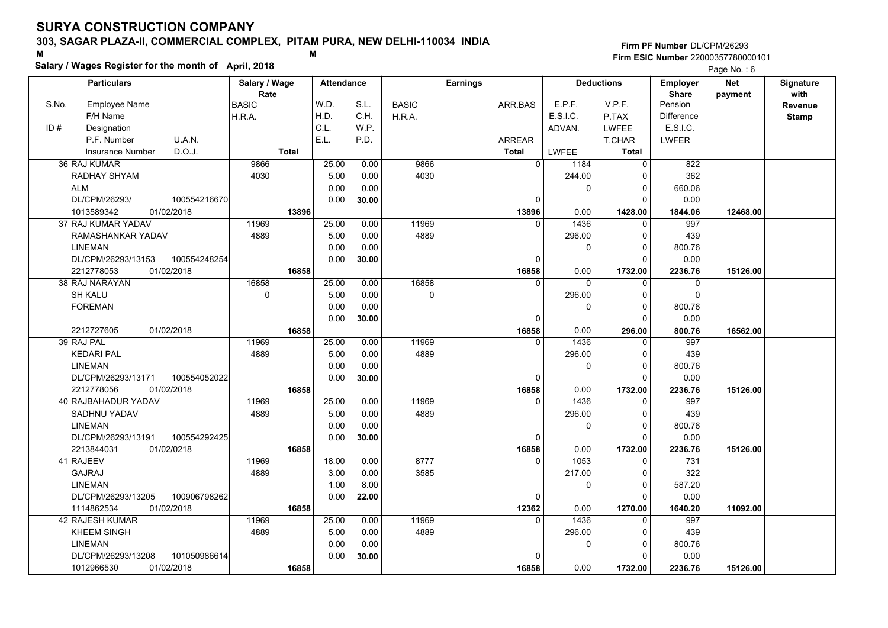# SURYA CONSTRUCTION COMPANY

**303, SAGAR PLAZA-II, COMMERCIAL COMPLEX, PITAM PURA, NEW DELHI-110034 INDIA**

M M

**Salary / Wages Register for the month of April, 2018**

**Firm PF Number** DL/CPM/26293
**Firm ESIC Number** 22000357780000101

| S.No. | Particulars: Employee Name / F/H Name / Designation / P.F. Number, U.A.N. / Insurance Number, D.O.J. | Salary / Wage Rate: BASIC / H.R.A. / Total | Attendance: W.D. / H.D. / C.L. / E.L. | Attendance: S.L. / C.H. / W.P. / P.D. | Earnings: BASIC / H.R.A. | Earnings: ARR.BAS / ARREAR / Total | Deductions: E.P.F. / E.S.I.C. / ADVAN. / LWFEE | Deductions: V.P.F. / P.TAX / LWFEE / T.CHAR / Total | Employer Share: Pension / Difference / E.S.I.C. / LWFER | Net payment | Signature with Revenue Stamp |
|---|---|---|---|---|---|---|---|---|---|---|---|
| 36 | RAJ KUMAR<br>RADHAY SHYAM<br>ALM<br>DL/CPM/26293/ 100554216670<br>1013589342 01/02/2018 | 9866<br>4030<br><br><br>**13896** | 25.00<br>5.00<br>0.00<br>0.00 | 0.00<br>0.00<br>0.00<br>**30.00** | 9866<br>4030 | 0<br><br><br>0<br>**13896** | 1184<br>244.00<br>0<br><br>0.00 | 0<br>0<br>0<br>0<br>**1428.00** | 822<br>362<br>660.06<br>0.00<br>**1844.06** | **12468.00** | |
| 37 | RAJ KUMAR YADAV<br>RAMASHANKAR YADAV<br>LINEMAN<br>DL/CPM/26293/13153 100554248254<br>2212778053 01/02/2018 | 11969<br>4889<br><br><br>**16858** | 25.00<br>5.00<br>0.00<br>0.00 | 0.00<br>0.00<br>0.00<br>**30.00** | 11969<br>4889 | 0<br><br><br>0<br>**16858** | 1436<br>296.00<br>0<br><br>0.00 | 0<br>0<br>0<br>0<br>**1732.00** | 997<br>439<br>800.76<br>0.00<br>**2236.76** | **15126.00** | |
| 38 | RAJ NARAYAN<br>SH KALU<br>FOREMAN<br><br>2212727605 01/02/2018 | 16858<br>0<br><br><br>**16858** | 25.00<br>5.00<br>0.00<br>0.00 | 0.00<br>0.00<br>0.00<br>**30.00** | 16858<br>0 | 0<br><br><br>0<br>**16858** | 0<br>296.00<br>0<br><br>0.00 | 0<br>0<br>0<br>0<br>**296.00** | 0<br>0<br>800.76<br>0.00<br>**800.76** | **16562.00** | |
| 39 | RAJ PAL<br>KEDARI PAL<br>LINEMAN<br>DL/CPM/26293/13171 100554052022<br>2212778056 01/02/2018 | 11969<br>4889<br><br><br>**16858** | 25.00<br>5.00<br>0.00<br>0.00 | 0.00<br>0.00<br>0.00<br>**30.00** | 11969<br>4889 | 0<br><br><br>0<br>**16858** | 1436<br>296.00<br>0<br><br>0.00 | 0<br>0<br>0<br>0<br>**1732.00** | 997<br>439<br>800.76<br>0.00<br>**2236.76** | **15126.00** | |
| 40 | RAJBAHADUR YADAV<br>SADHNU YADAV<br>LINEMAN<br>DL/CPM/26293/13191 100554292425<br>2213844031 01/02/0218 | 11969<br>4889<br><br><br>**16858** | 25.00<br>5.00<br>0.00<br>0.00 | 0.00<br>0.00<br>0.00<br>**30.00** | 11969<br>4889 | 0<br><br><br>0<br>**16858** | 1436<br>296.00<br>0<br><br>0.00 | 0<br>0<br>0<br>0<br>**1732.00** | 997<br>439<br>800.76<br>0.00<br>**2236.76** | **15126.00** | |
| 41 | RAJEEV<br>GAJRAJ<br>LINEMAN<br>DL/CPM/26293/13205 100906798262<br>1114862534 01/02/2018 | 11969<br>4889<br><br><br>**16858** | 18.00<br>3.00<br>1.00<br>0.00 | 0.00<br>0.00<br>8.00<br>**22.00** | 8777<br>3585 | 0<br><br><br>0<br>**12362** | 1053<br>217.00<br>0<br><br>0.00 | 0<br>0<br>0<br>0<br>**1270.00** | 731<br>322<br>587.20<br>0.00<br>**1640.20** | **11092.00** | |
| 42 | RAJESH KUMAR<br>KHEEM SINGH<br>LINEMAN<br>DL/CPM/26293/13208 101050986614<br>1012966530 01/02/2018 | 11969<br>4889<br><br><br>**16858** | 25.00<br>5.00<br>0.00<br>0.00 | 0.00<br>0.00<br>0.00<br>**30.00** | 11969<br>4889 | 0<br><br><br>0<br>**16858** | 1436<br>296.00<br>0<br><br>0.00 | 0<br>0<br>0<br>0<br>**1732.00** | 997<br>439<br>800.76<br>0.00<br>**2236.76** | **15126.00** | |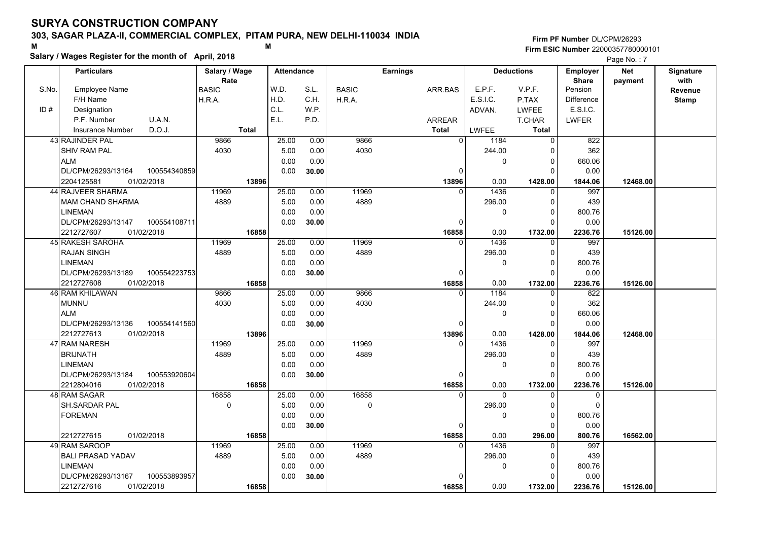# SURYA CONSTRUCTION COMPANY

**303, SAGAR PLAZA-II, COMMERCIAL COMPLEX, PITAM PURA, NEW DELHI-110034 INDIA**

M M

**Salary / Wages Register for the month of April, 2018**

**Firm PF Number** DL/CPM/26293
**Firm ESIC Number** 22000357780000101

| S.No. / ID # | Employee Name / F/H Name / Designation / P.F. Number / U.A.N. / Insurance Number / D.O.J. | Salary / Wage Rate: BASIC / H.R.A. / Total | W.D. / H.D. / C.L. / E.L. | S.L. / C.H. / W.P. / P.D. | BASIC / H.R.A. | ARR.BAS / ARREAR / Total | E.P.F. / E.S.I.C. / ADVAN. / LWFEE | V.P.F. / P.TAX / LWFEE / T.CHAR / Total | Employer Share: Pension / Difference / E.S.I.C. / LWFER | Net payment | Signature with Revenue Stamp |
|---|---|---|---|---|---|---|---|---|---|---|---|
| 43 | RAJINDER PAL<br>SHIV RAM PAL<br>ALM<br>DL/CPM/26293/13164 100554340859<br>2204125581 01/02/2018 | 9866<br>4030<br><br><br>**13896** | 25.00<br>5.00<br>0.00<br>0.00 | 0.00<br>0.00<br>0.00<br>**30.00** | 9866<br>4030 | 0<br><br><br>0<br>**13896** | 1184<br>244.00<br>0<br><br>0.00 | 0<br>0<br>0<br>0<br>**1428.00** | 822<br>362<br>660.06<br>0.00<br>**1844.06** | **12468.00** | |
| 44 | RAJVEER SHARMA<br>MAM CHAND SHARMA<br>LINEMAN<br>DL/CPM/26293/13147 100554108711<br>2212727607 01/02/2018 | 11969<br>4889<br><br><br>**16858** | 25.00<br>5.00<br>0.00<br>0.00 | 0.00<br>0.00<br>0.00<br>**30.00** | 11969<br>4889 | 0<br><br><br>0<br>**16858** | 1436<br>296.00<br>0<br><br>0.00 | 0<br>0<br>0<br>0<br>**1732.00** | 997<br>439<br>800.76<br>0.00<br>**2236.76** | **15126.00** | |
| 45 | RAKESH SAROHA<br>RAJAN SINGH<br>LINEMAN<br>DL/CPM/26293/13189 100554223753<br>2212727608 01/02/2018 | 11969<br>4889<br><br><br>**16858** | 25.00<br>5.00<br>0.00<br>0.00 | 0.00<br>0.00<br>0.00<br>**30.00** | 11969<br>4889 | 0<br><br><br>0<br>**16858** | 1436<br>296.00<br>0<br><br>0.00 | 0<br>0<br>0<br>0<br>**1732.00** | 997<br>439<br>800.76<br>0.00<br>**2236.76** | **15126.00** | |
| 46 | RAM KHILAWAN<br>MUNNU<br>ALM<br>DL/CPM/26293/13136 100554141560<br>2212727613 01/02/2018 | 9866<br>4030<br><br><br>**13896** | 25.00<br>5.00<br>0.00<br>0.00 | 0.00<br>0.00<br>0.00<br>**30.00** | 9866<br>4030 | 0<br><br><br>0<br>**13896** | 1184<br>244.00<br>0<br><br>0.00 | 0<br>0<br>0<br>0<br>**1428.00** | 822<br>362<br>660.06<br>0.00<br>**1844.06** | **12468.00** | |
| 47 | RAM NARESH<br>BRIJNATH<br>LINEMAN<br>DL/CPM/26293/13184 100553920604<br>2212804016 01/02/2018 | 11969<br>4889<br><br><br>**16858** | 25.00<br>5.00<br>0.00<br>0.00 | 0.00<br>0.00<br>0.00<br>**30.00** | 11969<br>4889 | 0<br><br><br>0<br>**16858** | 1436<br>296.00<br>0<br><br>0.00 | 0<br>0<br>0<br>0<br>**1732.00** | 997<br>439<br>800.76<br>0.00<br>**2236.76** | **15126.00** | |
| 48 | RAM SAGAR<br>SH.SARDAR PAL<br>FOREMAN<br><br>2212727615 01/02/2018 | 16858<br>0<br><br><br>**16858** | 25.00<br>5.00<br>0.00<br>0.00 | 0.00<br>0.00<br>0.00<br>**30.00** | 16858<br>0 | 0<br><br><br>0<br>**16858** | 0<br>296.00<br>0<br><br>0.00 | 0<br>0<br>0<br>0<br>**296.00** | 0<br>0<br>800.76<br>0.00<br>**800.76** | **16562.00** | |
| 49 | RAM SAROOP<br>BALI PRASAD YADAV<br>LINEMAN<br>DL/CPM/26293/13167 100553893957<br>2212727616 01/02/2018 | 11969<br>4889<br><br><br>**16858** | 25.00<br>5.00<br>0.00<br>0.00 | 0.00<br>0.00<br>0.00<br>**30.00** | 11969<br>4889 | 0<br><br><br>0<br>**16858** | 1436<br>296.00<br>0<br><br>0.00 | 0<br>0<br>0<br>0<br>**1732.00** | 997<br>439<br>800.76<br>0.00<br>**2236.76** | **15126.00** | |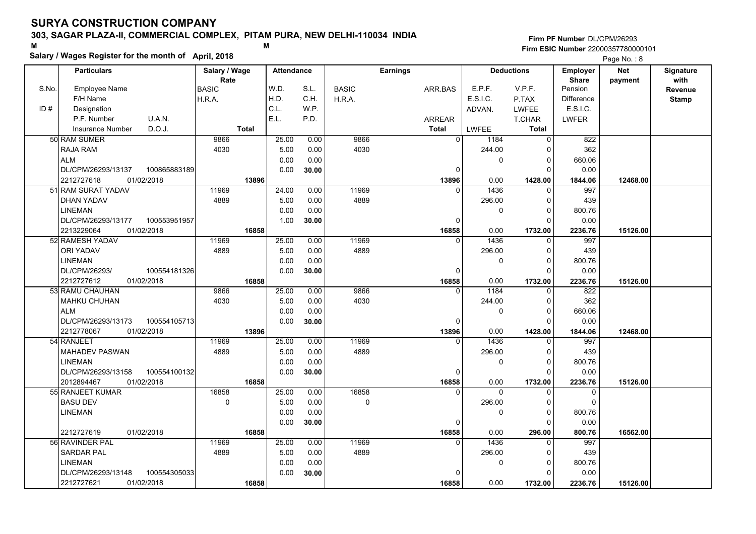# SURYA CONSTRUCTION COMPANY

## 303, SAGAR PLAZA-II, COMMERCIAL COMPLEX, PITAM PURA, NEW DELHI-110034 INDIA

**Salary / Wages Register for the month of April, 2018**

Firm PF Number DL/CPM/26293
Firm ESIC Number 22000357780000101

| S.No. / ID # | Particulars (Employee Name / F/H Name / Designation / P.F. Number, U.A.N. / Insurance Number, D.O.J.) | Salary / Wage Rate (BASIC / H.R.A. / Total) | Attendance (W.D. / H.D. / C.L. / E.L.) | Attendance (S.L. / C.H. / W.P. / P.D.) | Earnings (BASIC / H.R.A.) | Earnings (ARR.BAS / ARREAR / Total) | Deductions (E.P.F. / E.S.I.C. / ADVAN. / LWFEE) | Deductions (V.P.F. / P.TAX / LWFEE / T.CHAR / Total) | Employer Share (Pension / Difference / E.S.I.C. / LWFER) | Net payment | Signature with Revenue Stamp |
|---|---|---|---|---|---|---|---|---|---|---|---|
| 50 | RAM SUMER<br>RAJA RAM<br>ALM<br>DL/CPM/26293/13137 100865883189<br>2212727618 01/02/2018 | 9866<br>4030<br>**13896** | 25.00<br>5.00<br>0.00<br>0.00 | 0.00<br>0.00<br>0.00<br>**30.00** | 9866<br>4030 | 0<br>0<br>**13896** | 1184<br>244.00<br>0<br>0.00 | 0<br>0<br>0<br>0<br>**1428.00** | 822<br>362<br>660.06<br>0.00<br>**1844.06** | **12468.00** | |
| 51 | RAM SURAT YADAV<br>DHAN YADAV<br>LINEMAN<br>DL/CPM/26293/13177 100553951957<br>2213229064 01/02/2018 | 11969<br>4889<br>**16858** | 24.00<br>5.00<br>0.00<br>1.00 | 0.00<br>0.00<br>0.00<br>**30.00** | 11969<br>4889 | 0<br>0<br>**16858** | 1436<br>296.00<br>0<br>0.00 | 0<br>0<br>0<br>0<br>**1732.00** | 997<br>439<br>800.76<br>0.00<br>**2236.76** | **15126.00** | |
| 52 | RAMESH YADAV<br>ORI YADAV<br>LINEMAN<br>DL/CPM/26293/ 100554181326<br>2212727612 01/02/2018 | 11969<br>4889<br>**16858** | 25.00<br>5.00<br>0.00<br>0.00 | 0.00<br>0.00<br>0.00<br>**30.00** | 11969<br>4889 | 0<br>0<br>**16858** | 1436<br>296.00<br>0<br>0.00 | 0<br>0<br>0<br>0<br>**1732.00** | 997<br>439<br>800.76<br>0.00<br>**2236.76** | **15126.00** | |
| 53 | RAMU CHAUHAN<br>MAHKU CHUHAN<br>ALM<br>DL/CPM/26293/13173 100554105713<br>2212778067 01/02/2018 | 9866<br>4030<br>**13896** | 25.00<br>5.00<br>0.00<br>0.00 | 0.00<br>0.00<br>0.00<br>**30.00** | 9866<br>4030 | 0<br>0<br>**13896** | 1184<br>244.00<br>0<br>0.00 | 0<br>0<br>0<br>0<br>**1428.00** | 822<br>362<br>660.06<br>0.00<br>**1844.06** | **12468.00** | |
| 54 | RANJEET<br>MAHADEV PASWAN<br>LINEMAN<br>DL/CPM/26293/13158 100554100132<br>2012894467 01/02/2018 | 11969<br>4889<br>**16858** | 25.00<br>5.00<br>0.00<br>0.00 | 0.00<br>0.00<br>0.00<br>**30.00** | 11969<br>4889 | 0<br>0<br>**16858** | 1436<br>296.00<br>0<br>0.00 | 0<br>0<br>0<br>0<br>**1732.00** | 997<br>439<br>800.76<br>0.00<br>**2236.76** | **15126.00** | |
| 55 | RANJEET KUMAR<br>BASU DEV<br>LINEMAN<br><br>2212727619 01/02/2018 | 16858<br>0<br>**16858** | 25.00<br>5.00<br>0.00<br>0.00 | 0.00<br>0.00<br>0.00<br>**30.00** | 16858<br>0 | 0<br>0<br>**16858** | 0<br>296.00<br>0<br>0.00 | 0<br>0<br>0<br>0<br>**296.00** | 0<br>0<br>800.76<br>0.00<br>**800.76** | **16562.00** | |
| 56 | RAVINDER PAL<br>SARDAR PAL<br>LINEMAN<br>DL/CPM/26293/13148 100554305033<br>2212727621 01/02/2018 | 11969<br>4889<br>**16858** | 25.00<br>5.00<br>0.00<br>0.00 | 0.00<br>0.00<br>0.00<br>**30.00** | 11969<br>4889 | 0<br>0<br>**16858** | 1436<br>296.00<br>0<br>0.00 | 0<br>0<br>0<br>0<br>**1732.00** | 997<br>439<br>800.76<br>0.00<br>**2236.76** | **15126.00** | |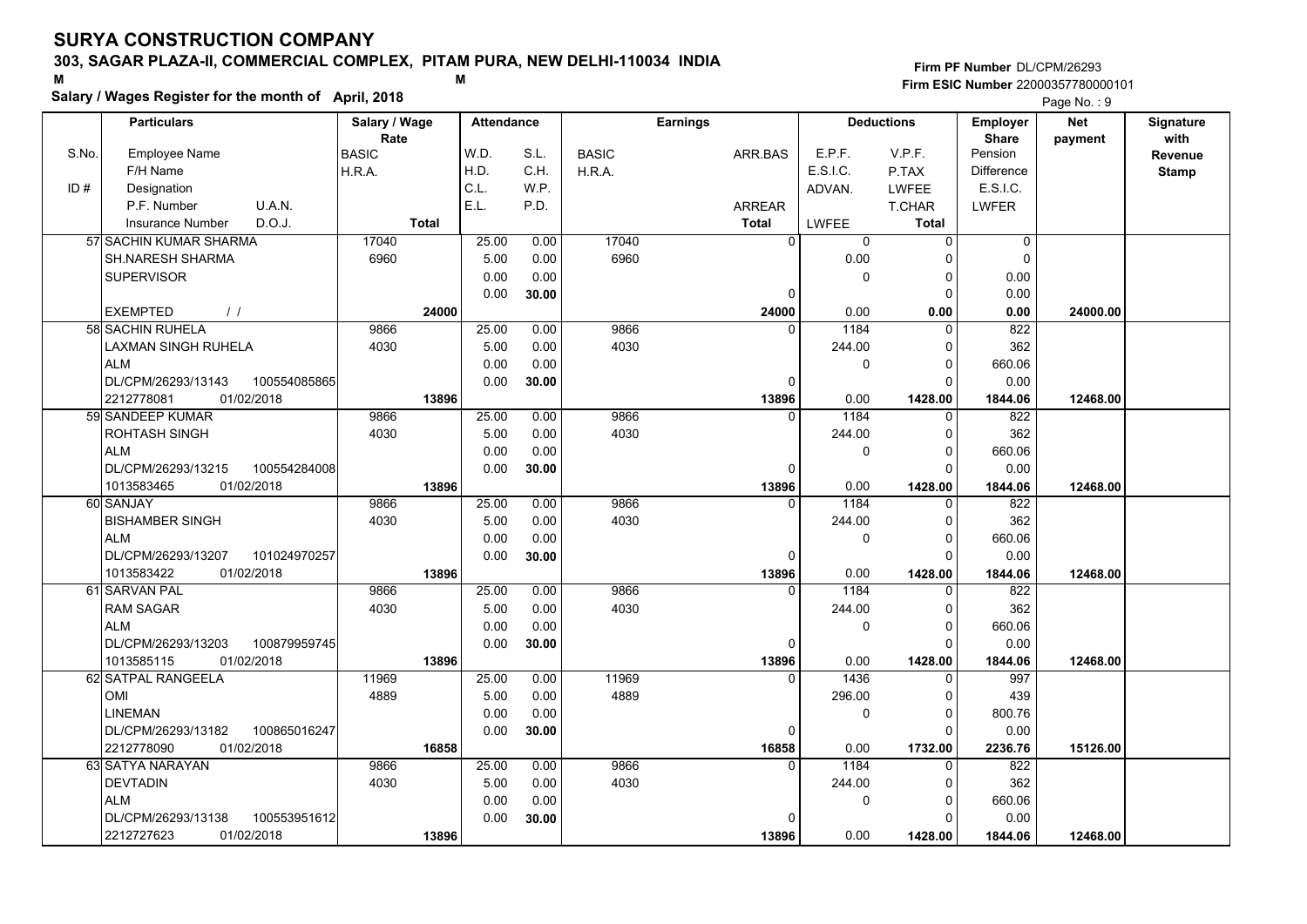# SURYA CONSTRUCTION COMPANY

## 303, SAGAR PLAZA-II, COMMERCIAL COMPLEX, PITAM PURA, NEW DELHI-110034 INDIA

M M

**Salary / Wages Register for the month of April, 2018**

**Firm PF Number** DL/CPM/26293
**Firm ESIC Number** 22000357780000101

Page No. : 9

| S.No. / ID # | Employee Name / F/H Name / Designation / P.F. Number U.A.N. / Insurance Number D.O.J. | Salary / Wage Rate: BASIC / H.R.A. / Total | W.D. / H.D. / C.L. / E.L. | S.L. / C.H. / W.P. / P.D. | Earnings: BASIC / H.R.A. | ARR.BAS / ARREAR / Total | E.P.F. / E.S.I.C. / ADVAN. / LWFEE | V.P.F. / P.TAX / LWFEE / T.CHAR / Total | Employer Share: Pension / Difference / E.S.I.C. / LWFER | Net payment | Signature with Revenue Stamp |
|---|---|---|---|---|---|---|---|---|---|---|---|
| 57 | SACHIN KUMAR SHARMA<br>SH.NARESH SHARMA<br>SUPERVISOR<br><br>EXEMPTED / / | 17040<br>6960<br><br><br>24000 | 25.00<br>5.00<br>0.00<br>0.00 | 0.00<br>0.00<br>0.00<br>30.00 | 17040<br>6960 | 0<br><br><br>0<br>24000 | 0<br>0.00<br>0<br><br>0.00 | 0<br>0<br>0<br>0<br>0.00 | 0<br>0<br>0.00<br>0.00<br>0.00 | 24000.00 | |
| 58 | SACHIN RUHELA<br>LAXMAN SINGH RUHELA<br>ALM<br>DL/CPM/26293/13143 100554085865<br>2212778081 01/02/2018 | 9866<br>4030<br><br><br>13896 | 25.00<br>5.00<br>0.00<br>0.00 | 0.00<br>0.00<br>0.00<br>30.00 | 9866<br>4030 | 0<br><br><br>0<br>13896 | 1184<br>244.00<br>0<br><br>0.00 | 0<br>0<br>0<br>0<br>1428.00 | 822<br>362<br>660.06<br>0.00<br>1844.06 | 12468.00 | |
| 59 | SANDEEP KUMAR<br>ROHTASH SINGH<br>ALM<br>DL/CPM/26293/13215 100554284008<br>1013583465 01/02/2018 | 9866<br>4030<br><br><br>13896 | 25.00<br>5.00<br>0.00<br>0.00 | 0.00<br>0.00<br>0.00<br>30.00 | 9866<br>4030 | 0<br><br><br>0<br>13896 | 1184<br>244.00<br>0<br><br>0.00 | 0<br>0<br>0<br>0<br>1428.00 | 822<br>362<br>660.06<br>0.00<br>1844.06 | 12468.00 | |
| 60 | SANJAY<br>BISHAMBER SINGH<br>ALM<br>DL/CPM/26293/13207 101024970257<br>1013583422 01/02/2018 | 9866<br>4030<br><br><br>13896 | 25.00<br>5.00<br>0.00<br>0.00 | 0.00<br>0.00<br>0.00<br>30.00 | 9866<br>4030 | 0<br><br><br>0<br>13896 | 1184<br>244.00<br>0<br><br>0.00 | 0<br>0<br>0<br>0<br>1428.00 | 822<br>362<br>660.06<br>0.00<br>1844.06 | 12468.00 | |
| 61 | SARVAN PAL<br>RAM SAGAR<br>ALM<br>DL/CPM/26293/13203 100879959745<br>1013585115 01/02/2018 | 9866<br>4030<br><br><br>13896 | 25.00<br>5.00<br>0.00<br>0.00 | 0.00<br>0.00<br>0.00<br>30.00 | 9866<br>4030 | 0<br><br><br>0<br>13896 | 1184<br>244.00<br>0<br><br>0.00 | 0<br>0<br>0<br>0<br>1428.00 | 822<br>362<br>660.06<br>0.00<br>1844.06 | 12468.00 | |
| 62 | SATPAL RANGEELA<br>OMI<br>LINEMAN<br>DL/CPM/26293/13182 100865016247<br>2212778090 01/02/2018 | 11969<br>4889<br><br><br>16858 | 25.00<br>5.00<br>0.00<br>0.00 | 0.00<br>0.00<br>0.00<br>30.00 | 11969<br>4889 | 0<br><br><br>0<br>16858 | 1436<br>296.00<br>0<br><br>0.00 | 0<br>0<br>0<br>0<br>1732.00 | 997<br>439<br>800.76<br>0.00<br>2236.76 | 15126.00 | |
| 63 | SATYA NARAYAN<br>DEVTADIN<br>ALM<br>DL/CPM/26293/13138 100553951612<br>2212727623 01/02/2018 | 9866<br>4030<br><br><br>13896 | 25.00<br>5.00<br>0.00<br>0.00 | 0.00<br>0.00<br>0.00<br>30.00 | 9866<br>4030 | 0<br><br><br>0<br>13896 | 1184<br>244.00<br>0<br><br>0.00 | 0<br>0<br>0<br>0<br>1428.00 | 822<br>362<br>660.06<br>0.00<br>1844.06 | 12468.00 | |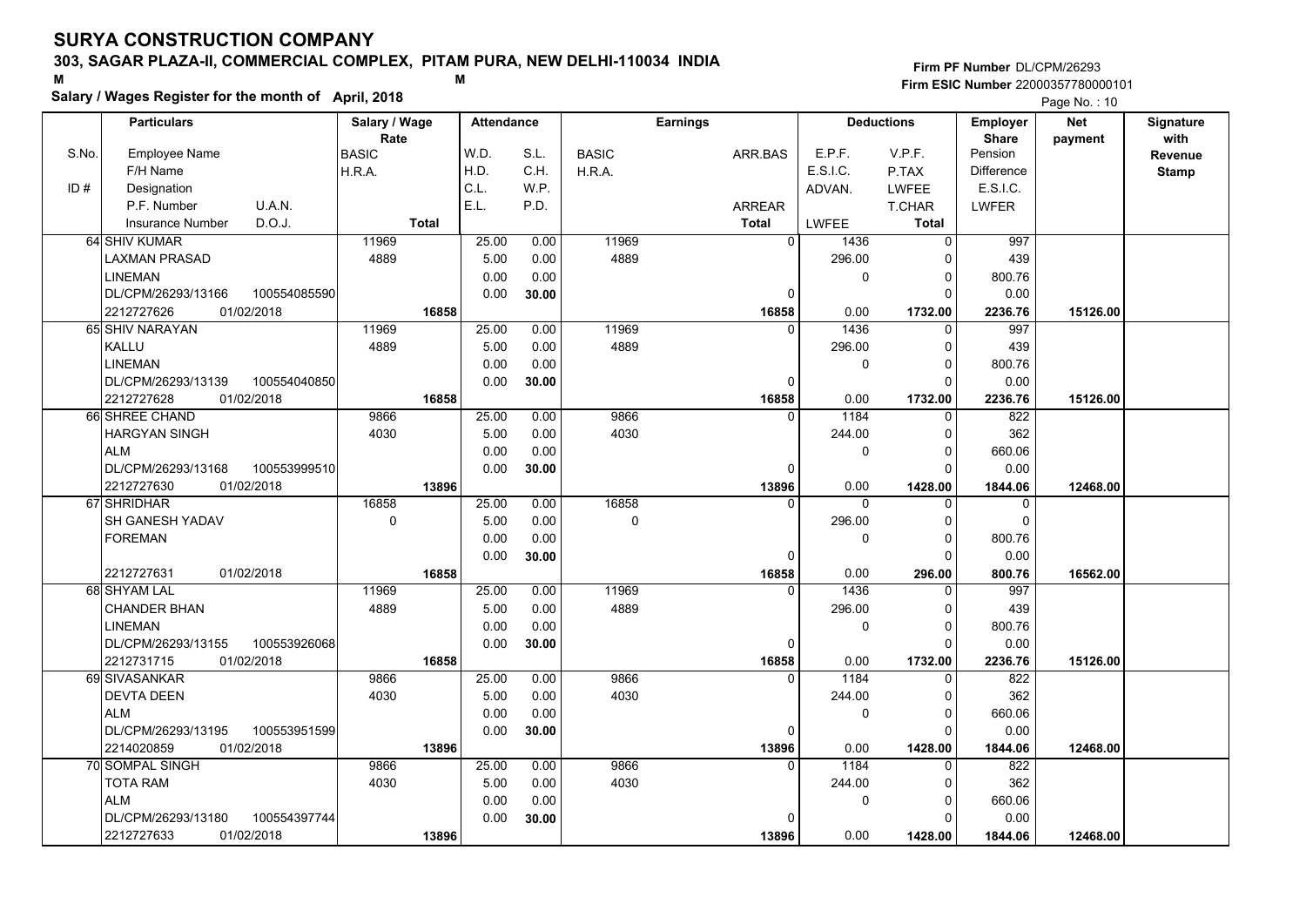# SURYA CONSTRUCTION COMPANY

**303, SAGAR PLAZA-II, COMMERCIAL COMPLEX, PITAM PURA, NEW DELHI-110034 INDIA**

M M

**Salary / Wages Register for the month of April, 2018**

Firm PF Number DL/CPM/26293
Firm ESIC Number 22000357780000101

| Particulars | Salary / Wage Rate | Attendance | | Earnings | | Deductions | | Employer Share | Net payment | Signature with Revenue Stamp |
|---|---|---|---|---|---|---|---|---|---|---|
| S.No. Employee Name / F/H Name / ID # Designation / P.F. Number U.A.N. / Insurance Number D.O.J. | BASIC / H.R.A. / Total | W.D. / H.D. / C.L. / E.L. | S.L. / C.H. / W.P. / P.D. | BASIC / H.R.A. | ARR.BAS / ARREAR / Total | E.P.F. / E.S.I.C. / ADVAN. / LWFEE | V.P.F. / P.TAX / LWFEE / T.CHAR / Total | Pension / Difference / E.S.I.C. / LWFER | | |
| 64 SHIV KUMAR | 11969 | 25.00 | 0.00 | 11969 | 0 | 1436 | 0 | 997 | | |
| LAXMAN PRASAD | 4889 | 5.00 | 0.00 | 4889 | | 296.00 | 0 | 439 | | |
| LINEMAN | | 0.00 | 0.00 | | | 0 | 0 | 800.76 | | |
| DL/CPM/26293/13166 100554085590 | | 0.00 | 30.00 | | 0 | | 0 | 0.00 | | |
| 2212727626 01/02/2018 | 16858 | | | | 16858 | 0.00 | 1732.00 | 2236.76 | 15126.00 | |
| 65 SHIV NARAYAN | 11969 | 25.00 | 0.00 | 11969 | 0 | 1436 | 0 | 997 | | |
| KALLU | 4889 | 5.00 | 0.00 | 4889 | | 296.00 | 0 | 439 | | |
| LINEMAN | | 0.00 | 0.00 | | | 0 | 0 | 800.76 | | |
| DL/CPM/26293/13139 100554040850 | | 0.00 | 30.00 | | 0 | | 0 | 0.00 | | |
| 2212727628 01/02/2018 | 16858 | | | | 16858 | 0.00 | 1732.00 | 2236.76 | 15126.00 | |
| 66 SHREE CHAND | 9866 | 25.00 | 0.00 | 9866 | 0 | 1184 | 0 | 822 | | |
| HARGYAN SINGH | 4030 | 5.00 | 0.00 | 4030 | | 244.00 | 0 | 362 | | |
| ALM | | 0.00 | 0.00 | | | 0 | 0 | 660.06 | | |
| DL/CPM/26293/13168 100553999510 | | 0.00 | 30.00 | | 0 | | 0 | 0.00 | | |
| 2212727630 01/02/2018 | 13896 | | | | 13896 | 0.00 | 1428.00 | 1844.06 | 12468.00 | |
| 67 SHRIDHAR | 16858 | 25.00 | 0.00 | 16858 | 0 | 0 | 0 | 0 | | |
| SH GANESH YADAV | 0 | 5.00 | 0.00 | 0 | | 296.00 | 0 | 0 | | |
| FOREMAN | | 0.00 | 0.00 | | | 0 | 0 | 800.76 | | |
| | | 0.00 | 30.00 | | 0 | | 0 | 0.00 | | |
| 2212727631 01/02/2018 | 16858 | | | | 16858 | 0.00 | 296.00 | 800.76 | 16562.00 | |
| 68 SHYAM LAL | 11969 | 25.00 | 0.00 | 11969 | 0 | 1436 | 0 | 997 | | |
| CHANDER BHAN | 4889 | 5.00 | 0.00 | 4889 | | 296.00 | 0 | 439 | | |
| LINEMAN | | 0.00 | 0.00 | | | 0 | 0 | 800.76 | | |
| DL/CPM/26293/13155 100553926068 | | 0.00 | 30.00 | | 0 | | 0 | 0.00 | | |
| 2212731715 01/02/2018 | 16858 | | | | 16858 | 0.00 | 1732.00 | 2236.76 | 15126.00 | |
| 69 SIVASANKAR | 9866 | 25.00 | 0.00 | 9866 | 0 | 1184 | 0 | 822 | | |
| DEVTA DEEN | 4030 | 5.00 | 0.00 | 4030 | | 244.00 | 0 | 362 | | |
| ALM | | 0.00 | 0.00 | | | 0 | 0 | 660.06 | | |
| DL/CPM/26293/13195 100553951599 | | 0.00 | 30.00 | | 0 | | 0 | 0.00 | | |
| 2214020859 01/02/2018 | 13896 | | | | 13896 | 0.00 | 1428.00 | 1844.06 | 12468.00 | |
| 70 SOMPAL SINGH | 9866 | 25.00 | 0.00 | 9866 | 0 | 1184 | 0 | 822 | | |
| TOTA RAM | 4030 | 5.00 | 0.00 | 4030 | | 244.00 | 0 | 362 | | |
| ALM | | 0.00 | 0.00 | | | 0 | 0 | 660.06 | | |
| DL/CPM/26293/13180 100554397744 | | 0.00 | 30.00 | | 0 | | 0 | 0.00 | | |
| 2212727633 01/02/2018 | 13896 | | | | 13896 | 0.00 | 1428.00 | 1844.06 | 12468.00 | |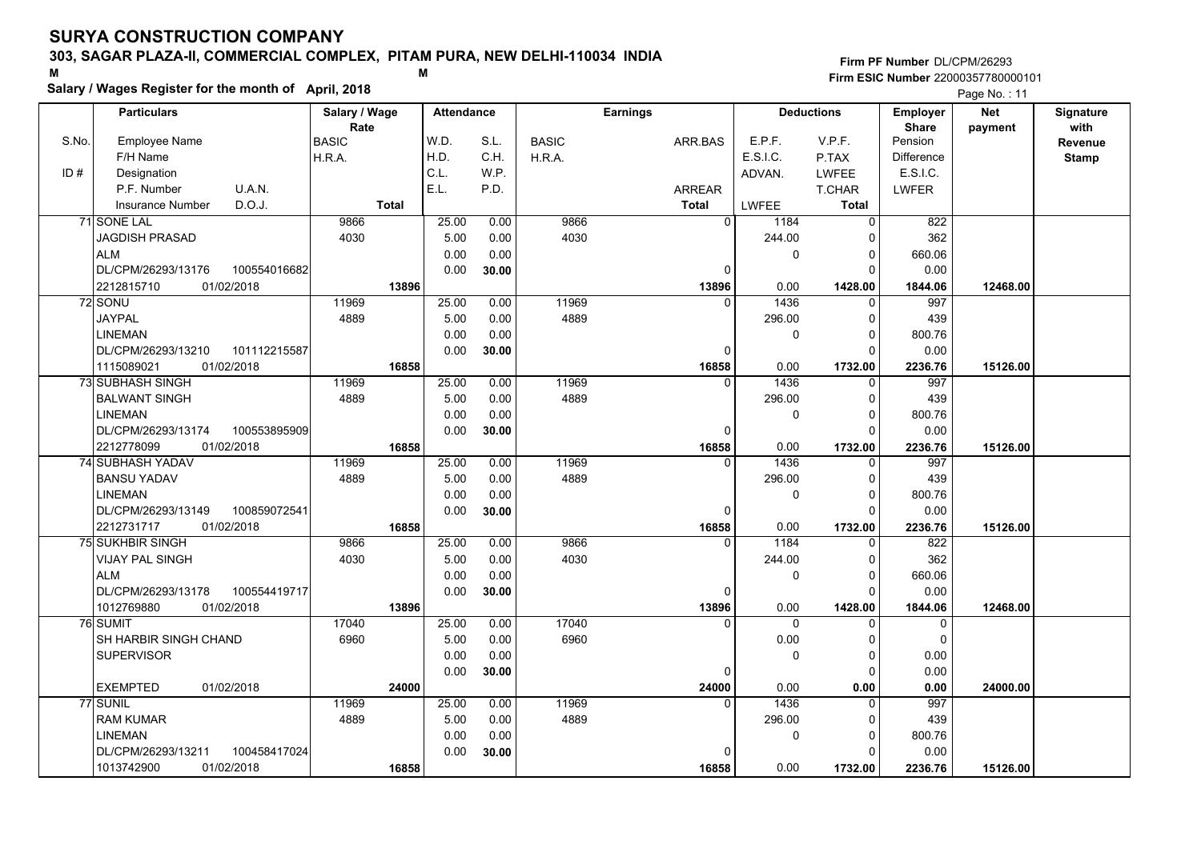# SURYA CONSTRUCTION COMPANY

**303, SAGAR PLAZA-II, COMMERCIAL COMPLEX, PITAM PURA, NEW DELHI-110034 INDIA**

M M

**Salary / Wages Register for the month of April, 2018**

**Firm PF Number** DL/CPM/26293
**Firm ESIC Number** 22000357780000101

| Particulars | | Salary / Wage Rate | Attendance | | Earnings | | Deductions | | Employer Share | Net payment | Signature with Revenue Stamp |
|---|---|---|---|---|---|---|---|---|---|---|---|
| S.No. Employee Name | | BASIC | W.D. | S.L. | BASIC | ARR.BAS | E.P.F. | V.P.F. | Pension | | |
| F/H Name | | H.R.A. | H.D. | C.H. | H.R.A. | | E.S.I.C. | P.TAX | Difference | | |
| ID # Designation | | | C.L. | W.P. | | | ADVAN. | LWFEE | E.S.I.C. | | |
| P.F. Number | U.A.N. | | E.L. | P.D. | | ARREAR | | T.CHAR | LWFER | | |
| Insurance Number | D.O.J. | Total | | | | Total | LWFEE | Total | | | |
| 71 SONE LAL | | 9866 | 25.00 | 0.00 | 9866 | 0 | 1184 | 0 | 822 | | |
| JAGDISH PRASAD | | 4030 | 5.00 | 0.00 | 4030 | | 244.00 | 0 | 362 | | |
| ALM | | | 0.00 | 0.00 | | | 0 | 0 | 660.06 | | |
| DL/CPM/26293/13176 | 100554016682 | | 0.00 | 30.00 | | 0 | | 0 | 0.00 | | |
| 2212815710 | 01/02/2018 | 13896 | | | | 13896 | 0.00 | 1428.00 | 1844.06 | 12468.00 | |
| 72 SONU | | 11969 | 25.00 | 0.00 | 11969 | 0 | 1436 | 0 | 997 | | |
| JAYPAL | | 4889 | 5.00 | 0.00 | 4889 | | 296.00 | 0 | 439 | | |
| LINEMAN | | | 0.00 | 0.00 | | | 0 | 0 | 800.76 | | |
| DL/CPM/26293/13210 | 101112215587 | | 0.00 | 30.00 | | 0 | | 0 | 0.00 | | |
| 1115089021 | 01/02/2018 | 16858 | | | | 16858 | 0.00 | 1732.00 | 2236.76 | 15126.00 | |
| 73 SUBHASH SINGH | | 11969 | 25.00 | 0.00 | 11969 | 0 | 1436 | 0 | 997 | | |
| BALWANT SINGH | | 4889 | 5.00 | 0.00 | 4889 | | 296.00 | 0 | 439 | | |
| LINEMAN | | | 0.00 | 0.00 | | | 0 | 0 | 800.76 | | |
| DL/CPM/26293/13174 | 100553895909 | | 0.00 | 30.00 | | 0 | | 0 | 0.00 | | |
| 2212778099 | 01/02/2018 | 16858 | | | | 16858 | 0.00 | 1732.00 | 2236.76 | 15126.00 | |
| 74 SUBHASH YADAV | | 11969 | 25.00 | 0.00 | 11969 | 0 | 1436 | 0 | 997 | | |
| BANSU YADAV | | 4889 | 5.00 | 0.00 | 4889 | | 296.00 | 0 | 439 | | |
| LINEMAN | | | 0.00 | 0.00 | | | 0 | 0 | 800.76 | | |
| DL/CPM/26293/13149 | 100859072541 | | 0.00 | 30.00 | | 0 | | 0 | 0.00 | | |
| 2212731717 | 01/02/2018 | 16858 | | | | 16858 | 0.00 | 1732.00 | 2236.76 | 15126.00 | |
| 75 SUKHBIR SINGH | | 9866 | 25.00 | 0.00 | 9866 | 0 | 1184 | 0 | 822 | | |
| VIJAY PAL SINGH | | 4030 | 5.00 | 0.00 | 4030 | | 244.00 | 0 | 362 | | |
| ALM | | | 0.00 | 0.00 | | | 0 | 0 | 660.06 | | |
| DL/CPM/26293/13178 | 100554419717 | | 0.00 | 30.00 | | 0 | | 0 | 0.00 | | |
| 1012769880 | 01/02/2018 | 13896 | | | | 13896 | 0.00 | 1428.00 | 1844.06 | 12468.00 | |
| 76 SUMIT | | 17040 | 25.00 | 0.00 | 17040 | 0 | 0 | 0 | 0 | | |
| SH HARBIR SINGH CHAND | | 6960 | 5.00 | 0.00 | 6960 | | 0.00 | 0 | 0 | | |
| SUPERVISOR | | | 0.00 | 0.00 | | | 0 | 0 | 0.00 | | |
| | | | 0.00 | 30.00 | | 0 | | 0 | 0.00 | | |
| EXEMPTED | 01/02/2018 | 24000 | | | | 24000 | 0.00 | 0.00 | 0.00 | 24000.00 | |
| 77 SUNIL | | 11969 | 25.00 | 0.00 | 11969 | 0 | 1436 | 0 | 997 | | |
| RAM KUMAR | | 4889 | 5.00 | 0.00 | 4889 | | 296.00 | 0 | 439 | | |
| LINEMAN | | | 0.00 | 0.00 | | | 0 | 0 | 800.76 | | |
| DL/CPM/26293/13211 | 100458417024 | | 0.00 | 30.00 | | 0 | | 0 | 0.00 | | |
| 1013742900 | 01/02/2018 | 16858 | | | | 16858 | 0.00 | 1732.00 | 2236.76 | 15126.00 | |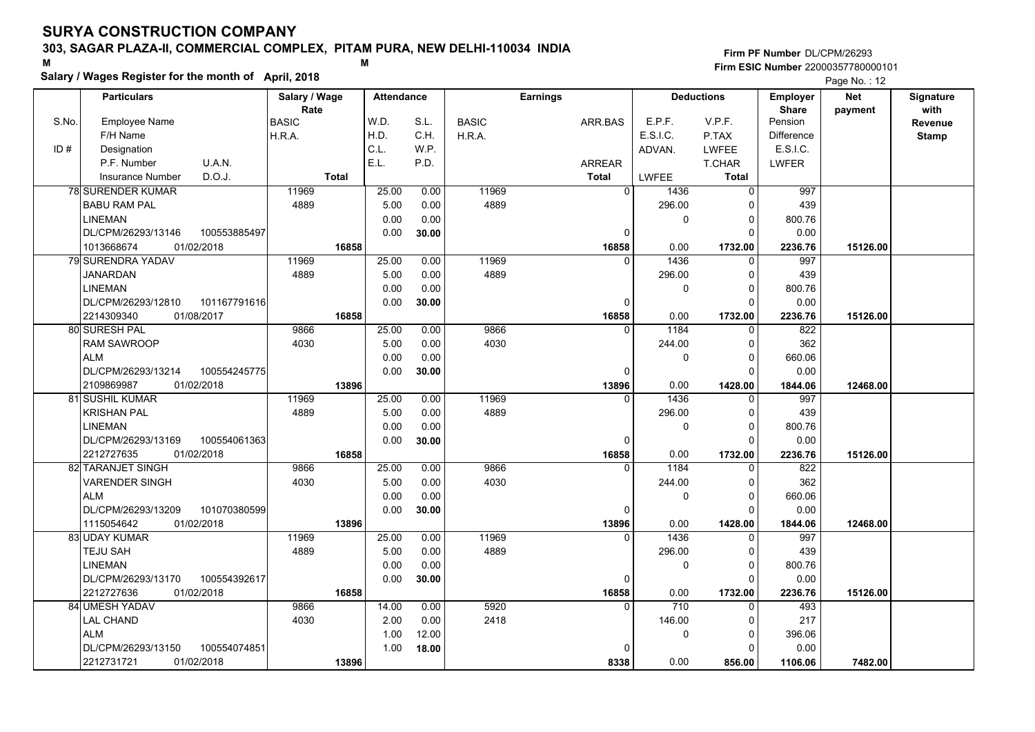# SURYA CONSTRUCTION COMPANY

## 303, SAGAR PLAZA-II, COMMERCIAL COMPLEX, PITAM PURA, NEW DELHI-110034 INDIA

M M

**Salary / Wages Register for the month of April, 2018**

Firm PF Number DL/CPM/26293
Firm ESIC Number 22000357780000101

Page No. : 12

| S.No. / ID # | Employee Name / F/H Name / Designation / P.F. Number / U.A.N. / Insurance Number / D.O.J. | Salary / Wage Rate: BASIC / H.R.A. / Total | Attendance: W.D. / H.D. / C.L. / E.L. | S.L. / C.H. / W.P. / P.D. | Earnings: BASIC / H.R.A. | ARR.BAS / ARREAR / Total | Deductions: E.P.F. / E.S.I.C. / ADVAN. / LWFEE | V.P.F. / P.TAX / LWFEE / T.CHAR / Total | Employer Share: Pension / Difference / E.S.I.C. / LWFER | Net payment | Signature with Revenue Stamp |
|---|---|---|---|---|---|---|---|---|---|---|---|
| 78 | SURENDER KUMAR / BABU RAM PAL / LINEMAN / DL/CPM/26293/13146 / 100553885497 / 1013668674 / 01/02/2018 | 11969 / 4889 / 16858 | 25.00 / 5.00 / 0.00 / 0.00 | 0.00 / 0.00 / 0.00 / 30.00 | 11969 / 4889 | 0 / 0 / 16858 | 1436 / 296.00 / 0 / 0.00 | 0 / 0 / 0 / 0 / 1732.00 | 997 / 439 / 800.76 / 0.00 / 2236.76 | 15126.00 | |
| 79 | SURENDRA YADAV / JANARDAN / LINEMAN / DL/CPM/26293/12810 / 101167791616 / 2214309340 / 01/08/2017 | 11969 / 4889 / 16858 | 25.00 / 5.00 / 0.00 / 0.00 | 0.00 / 0.00 / 0.00 / 30.00 | 11969 / 4889 | 0 / 0 / 16858 | 1436 / 296.00 / 0 / 0.00 | 0 / 0 / 0 / 0 / 1732.00 | 997 / 439 / 800.76 / 0.00 / 2236.76 | 15126.00 | |
| 80 | SURESH PAL / RAM SAWROOP / ALM / DL/CPM/26293/13214 / 100554245775 / 2109869987 / 01/02/2018 | 9866 / 4030 / 13896 | 25.00 / 5.00 / 0.00 / 0.00 | 0.00 / 0.00 / 0.00 / 30.00 | 9866 / 4030 | 0 / 0 / 13896 | 1184 / 244.00 / 0 / 0.00 | 0 / 0 / 0 / 0 / 1428.00 | 822 / 362 / 660.06 / 0.00 / 1844.06 | 12468.00 | |
| 81 | SUSHIL KUMAR / KRISHAN PAL / LINEMAN / DL/CPM/26293/13169 / 100554061363 / 2212727635 / 01/02/2018 | 11969 / 4889 / 16858 | 25.00 / 5.00 / 0.00 / 0.00 | 0.00 / 0.00 / 0.00 / 30.00 | 11969 / 4889 | 0 / 0 / 16858 | 1436 / 296.00 / 0 / 0.00 | 0 / 0 / 0 / 0 / 1732.00 | 997 / 439 / 800.76 / 0.00 / 2236.76 | 15126.00 | |
| 82 | TARANJET SINGH / VARENDER SINGH / ALM / DL/CPM/26293/13209 / 101070380599 / 1115054642 / 01/02/2018 | 9866 / 4030 / 13896 | 25.00 / 5.00 / 0.00 / 0.00 | 0.00 / 0.00 / 0.00 / 30.00 | 9866 / 4030 | 0 / 0 / 13896 | 1184 / 244.00 / 0 / 0.00 | 0 / 0 / 0 / 0 / 1428.00 | 822 / 362 / 660.06 / 0.00 / 1844.06 | 12468.00 | |
| 83 | UDAY KUMAR / TEJU SAH / LINEMAN / DL/CPM/26293/13170 / 100554392617 / 2212727636 / 01/02/2018 | 11969 / 4889 / 16858 | 25.00 / 5.00 / 0.00 / 0.00 | 0.00 / 0.00 / 0.00 / 30.00 | 11969 / 4889 | 0 / 0 / 16858 | 1436 / 296.00 / 0 / 0.00 | 0 / 0 / 0 / 0 / 1732.00 | 997 / 439 / 800.76 / 0.00 / 2236.76 | 15126.00 | |
| 84 | UMESH YADAV / LAL CHAND / ALM / DL/CPM/26293/13150 / 100554074851 / 2212731721 / 01/02/2018 | 9866 / 4030 / 13896 | 14.00 / 2.00 / 1.00 / 1.00 | 0.00 / 0.00 / 12.00 / 18.00 | 5920 / 2418 | 0 / 0 / 8338 | 710 / 146.00 / 0 / 0.00 | 0 / 0 / 0 / 0 / 856.00 | 493 / 217 / 396.06 / 0.00 / 1106.06 | 7482.00 | |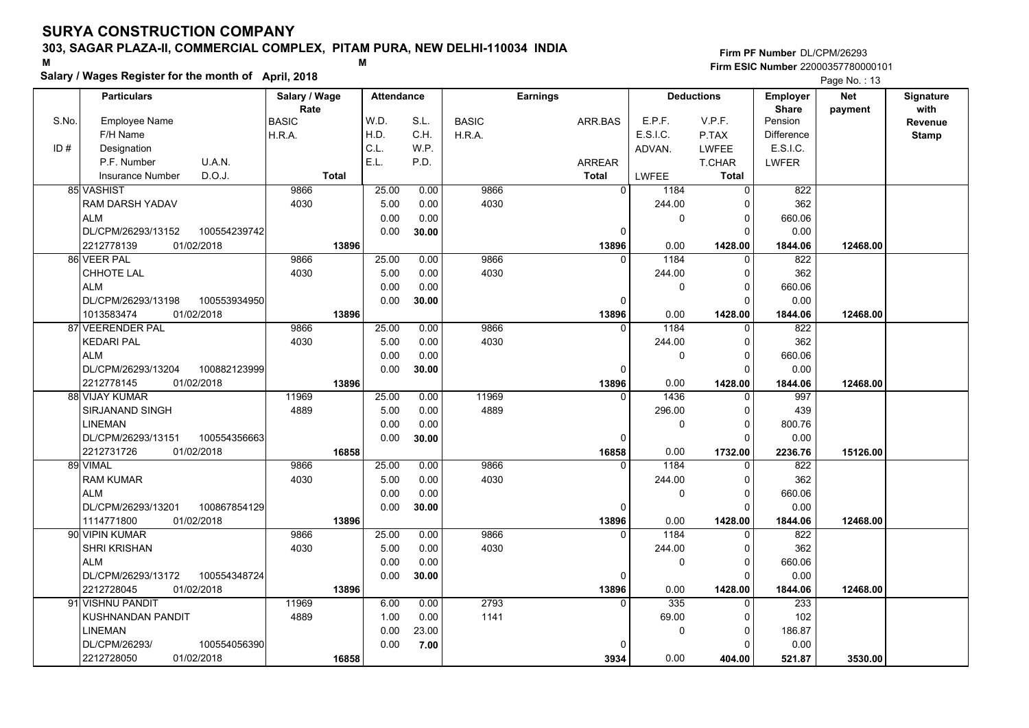# SURYA CONSTRUCTION COMPANY

**303, SAGAR PLAZA-II, COMMERCIAL COMPLEX, PITAM PURA, NEW DELHI-110034 INDIA**

M M

**Salary / Wages Register for the month of April, 2018**

**Firm PF Number** DL/CPM/26293

**Firm ESIC Number** 22000357780000101

Page No. : 13

| S.No. / ID # | Particulars: Employee Name / F/H Name / Designation / P.F. Number, U.A.N. / Insurance Number, D.O.J. | Salary / Wage Rate: BASIC / H.R.A. / Total | Attendance: W.D. / H.D. / C.L. / E.L. | Attendance: S.L. / C.H. / W.P. / P.D. | Earnings: BASIC / H.R.A. | Earnings: ARR.BAS / ARREAR / Total | Deductions: E.P.F. / E.S.I.C. / ADVAN. / LWFEE | Deductions: V.P.F. / P.TAX / LWFEE / T.CHAR / Total | Employer Share: Pension / Difference / E.S.I.C. / LWFER | Net payment | Signature with Revenue Stamp |
|---|---|---|---|---|---|---|---|---|---|---|---|
| 85 | VASHIST<br>RAM DARSH YADAV<br>ALM<br>DL/CPM/26293/13152 100554239742<br>2212778139 01/02/2018 | 9866<br>4030<br>13896 | 25.00<br>5.00<br>0.00<br>0.00 | 0.00<br>0.00<br>0.00<br>30.00 | 9866<br>4030 | 0<br>0<br>13896 | 1184<br>244.00<br>0<br>0.00 | 0<br>0<br>0<br>0<br>1428.00 | 822<br>362<br>660.06<br>0.00<br>1844.06 | 12468.00 | |
| 86 | VEER PAL<br>CHHOTE LAL<br>ALM<br>DL/CPM/26293/13198 100553934950<br>1013583474 01/02/2018 | 9866<br>4030<br>13896 | 25.00<br>5.00<br>0.00<br>0.00 | 0.00<br>0.00<br>0.00<br>30.00 | 9866<br>4030 | 0<br>0<br>13896 | 1184<br>244.00<br>0<br>0.00 | 0<br>0<br>0<br>0<br>1428.00 | 822<br>362<br>660.06<br>0.00<br>1844.06 | 12468.00 | |
| 87 | VEERENDER PAL<br>KEDARI PAL<br>ALM<br>DL/CPM/26293/13204 100882123999<br>2212778145 01/02/2018 | 9866<br>4030<br>13896 | 25.00<br>5.00<br>0.00<br>0.00 | 0.00<br>0.00<br>0.00<br>30.00 | 9866<br>4030 | 0<br>0<br>13896 | 1184<br>244.00<br>0<br>0.00 | 0<br>0<br>0<br>0<br>1428.00 | 822<br>362<br>660.06<br>0.00<br>1844.06 | 12468.00 | |
| 88 | VIJAY KUMAR<br>SIRJANAND SINGH<br>LINEMAN<br>DL/CPM/26293/13151 100554356663<br>2212731726 01/02/2018 | 11969<br>4889<br>16858 | 25.00<br>5.00<br>0.00<br>0.00 | 0.00<br>0.00<br>0.00<br>30.00 | 11969<br>4889 | 0<br>0<br>16858 | 1436<br>296.00<br>0<br>0.00 | 0<br>0<br>0<br>0<br>1732.00 | 997<br>439<br>800.76<br>0.00<br>2236.76 | 15126.00 | |
| 89 | VIMAL<br>RAM KUMAR<br>ALM<br>DL/CPM/26293/13201 100867854129<br>1114771800 01/02/2018 | 9866<br>4030<br>13896 | 25.00<br>5.00<br>0.00<br>0.00 | 0.00<br>0.00<br>0.00<br>30.00 | 9866<br>4030 | 0<br>0<br>13896 | 1184<br>244.00<br>0<br>0.00 | 0<br>0<br>0<br>0<br>1428.00 | 822<br>362<br>660.06<br>0.00<br>1844.06 | 12468.00 | |
| 90 | VIPIN KUMAR<br>SHRI KRISHAN<br>ALM<br>DL/CPM/26293/13172 100554348724<br>2212728045 01/02/2018 | 9866<br>4030<br>13896 | 25.00<br>5.00<br>0.00<br>0.00 | 0.00<br>0.00<br>0.00<br>30.00 | 9866<br>4030 | 0<br>0<br>13896 | 1184<br>244.00<br>0<br>0.00 | 0<br>0<br>0<br>0<br>1428.00 | 822<br>362<br>660.06<br>0.00<br>1844.06 | 12468.00 | |
| 91 | VISHNU PANDIT<br>KUSHNANDAN PANDIT<br>LINEMAN<br>DL/CPM/26293/ 100554056390<br>2212728050 01/02/2018 | 11969<br>4889<br>16858 | 6.00<br>1.00<br>0.00<br>0.00 | 0.00<br>0.00<br>23.00<br>7.00 | 2793<br>1141 | 0<br>0<br>3934 | 335<br>69.00<br>0<br>0.00 | 0<br>0<br>0<br>0<br>404.00 | 233<br>102<br>186.87<br>0.00<br>521.87 | 3530.00 | |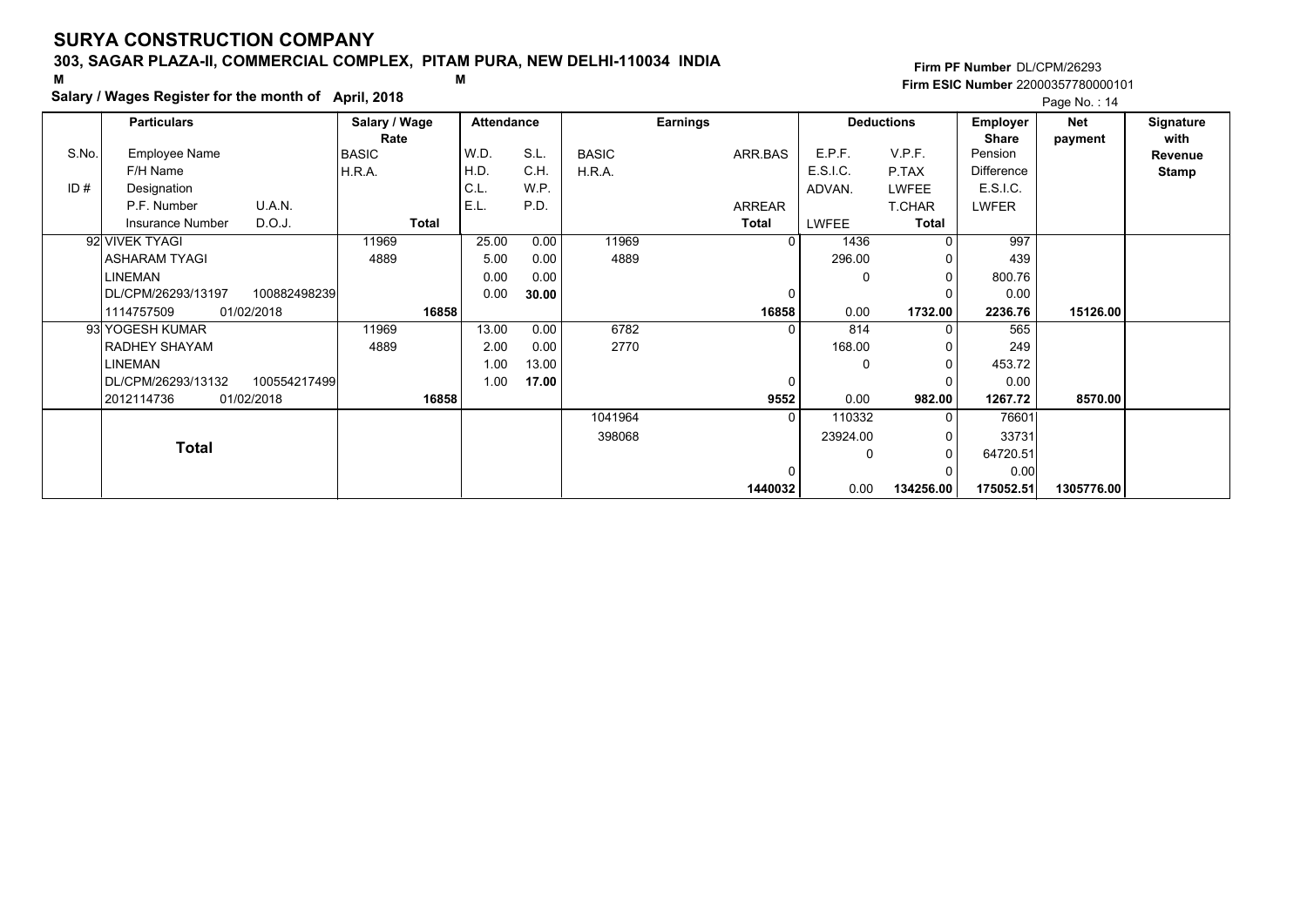# SURYA CONSTRUCTION COMPANY

## 303, SAGAR PLAZA-II, COMMERCIAL COMPLEX, PITAM PURA, NEW DELHI-110034 INDIA

M M

**Salary / Wages Register for the month of April, 2018**

**Firm PF Number** DL/CPM/26293
**Firm ESIC Number** 22000357780000101

Page No. : 14

| S.No. / ID # | Particulars: Employee Name / F/H Name / Designation / P.F. Number, U.A.N. / Insurance Number, D.O.J. | Salary / Wage Rate: BASIC / H.R.A. / Total | Attendance: W.D. / H.D. / C.L. / E.L. | Attendance: S.L. / C.H. / W.P. / P.D. | Earnings: BASIC / H.R.A. | Earnings: ARR.BAS / ARREAR / Total | Deductions: E.P.F. / E.S.I.C. / ADVAN. / LWFEE | Deductions: V.P.F. / P.TAX / LWFEE / T.CHAR / Total | Employer Share: Pension / Difference / E.S.I.C. / LWFER | Net payment | Signature with Revenue Stamp |
|---|---|---|---|---|---|---|---|---|---|---|---|
| 92 | VIVEK TYAGI | 11969 | 25.00 | 0.00 | 11969 | 0 | 1436 | 0 | 997 | | |
| | ASHARAM TYAGI | 4889 | 5.00 | 0.00 | 4889 | | 296.00 | 0 | 439 | | |
| | LINEMAN | | 0.00 | 0.00 | | | 0 | 0 | 800.76 | | |
| | DL/CPM/26293/13197 100882498239 | | 0.00 | **30.00** | | 0 | | 0 | 0.00 | | |
| | 1114757509 01/02/2018 | **16858** | | | | **16858** | 0.00 | **1732.00** | **2236.76** | **15126.00** | |
| 93 | YOGESH KUMAR | 11969 | 13.00 | 0.00 | 6782 | 0 | 814 | 0 | 565 | | |
| | RADHEY SHAYAM | 4889 | 2.00 | 0.00 | 2770 | | 168.00 | 0 | 249 | | |
| | LINEMAN | | 1.00 | 13.00 | | | 0 | 0 | 453.72 | | |
| | DL/CPM/26293/13132 100554217499 | | 1.00 | **17.00** | | 0 | | 0 | 0.00 | | |
| | 2012114736 01/02/2018 | **16858** | | | | **9552** | 0.00 | **982.00** | **1267.72** | **8570.00** | |
| | **Total** | | | | 1041964 | 0 | 110332 | 0 | 76601 | | |
| | | | | | 398068 | | 23924.00 | 0 | 33731 | | |
| | | | | | | | 0 | 0 | 64720.51 | | |
| | | | | | | 0 | | 0 | 0.00 | | |
| | | | | | | **1440032** | 0.00 | **134256.00** | **175052.51** | **1305776.00** | |